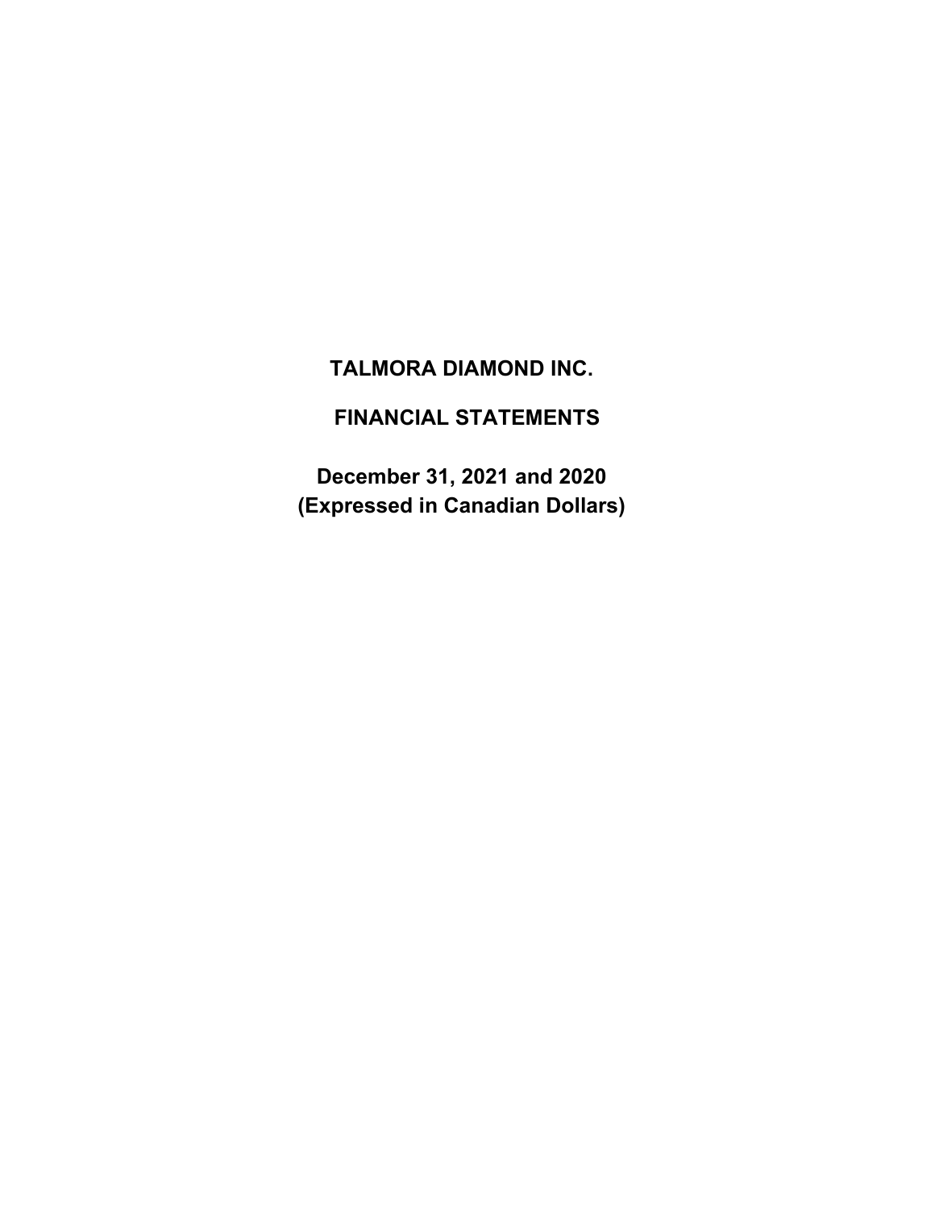# TALMORA DIAMOND INC.

## FINANCIAL STATEMENTS

## December 31, 2021 and 2020
## (Expressed in Canadian Dollars)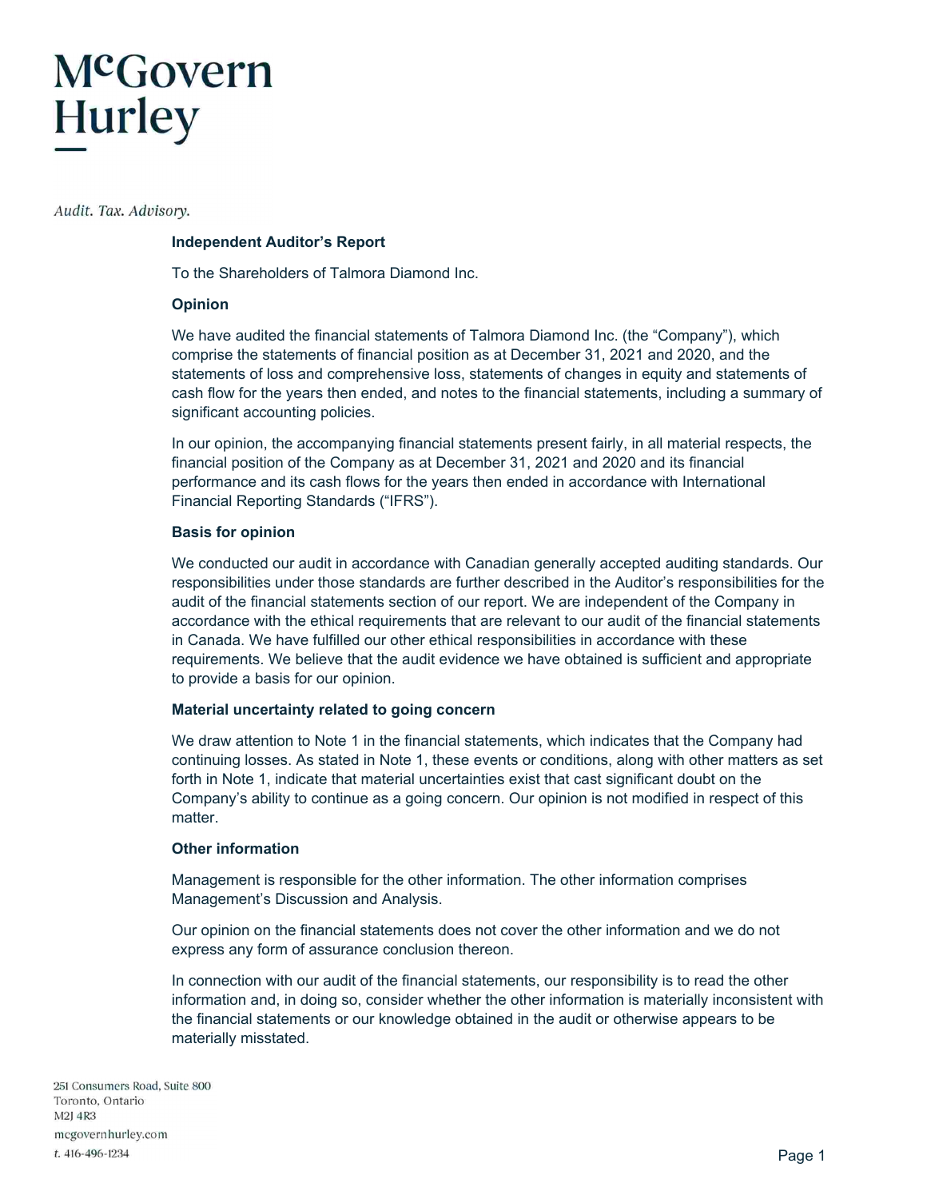McGovern Hurley

*Audit. Tax. Advisory.*

## Independent Auditor's Report

To the Shareholders of Talmora Diamond Inc.

### Opinion

We have audited the financial statements of Talmora Diamond Inc. (the "Company"), which comprise the statements of financial position as at December 31, 2021 and 2020, and the statements of loss and comprehensive loss, statements of changes in equity and statements of cash flow for the years then ended, and notes to the financial statements, including a summary of significant accounting policies.

In our opinion, the accompanying financial statements present fairly, in all material respects, the financial position of the Company as at December 31, 2021 and 2020 and its financial performance and its cash flows for the years then ended in accordance with International Financial Reporting Standards ("IFRS").

### Basis for opinion

We conducted our audit in accordance with Canadian generally accepted auditing standards. Our responsibilities under those standards are further described in the Auditor's responsibilities for the audit of the financial statements section of our report. We are independent of the Company in accordance with the ethical requirements that are relevant to our audit of the financial statements in Canada. We have fulfilled our other ethical responsibilities in accordance with these requirements. We believe that the audit evidence we have obtained is sufficient and appropriate to provide a basis for our opinion.

### Material uncertainty related to going concern

We draw attention to Note 1 in the financial statements, which indicates that the Company had continuing losses. As stated in Note 1, these events or conditions, along with other matters as set forth in Note 1, indicate that material uncertainties exist that cast significant doubt on the Company's ability to continue as a going concern. Our opinion is not modified in respect of this matter.

### Other information

Management is responsible for the other information. The other information comprises Management's Discussion and Analysis.

Our opinion on the financial statements does not cover the other information and we do not express any form of assurance conclusion thereon.

In connection with our audit of the financial statements, our responsibility is to read the other information and, in doing so, consider whether the other information is materially inconsistent with the financial statements or our knowledge obtained in the audit or otherwise appears to be materially misstated.

251 Consumers Road, Suite 800
Toronto, Ontario
M2J 4R3
mcgovernhurley.com
t. 416-496-1234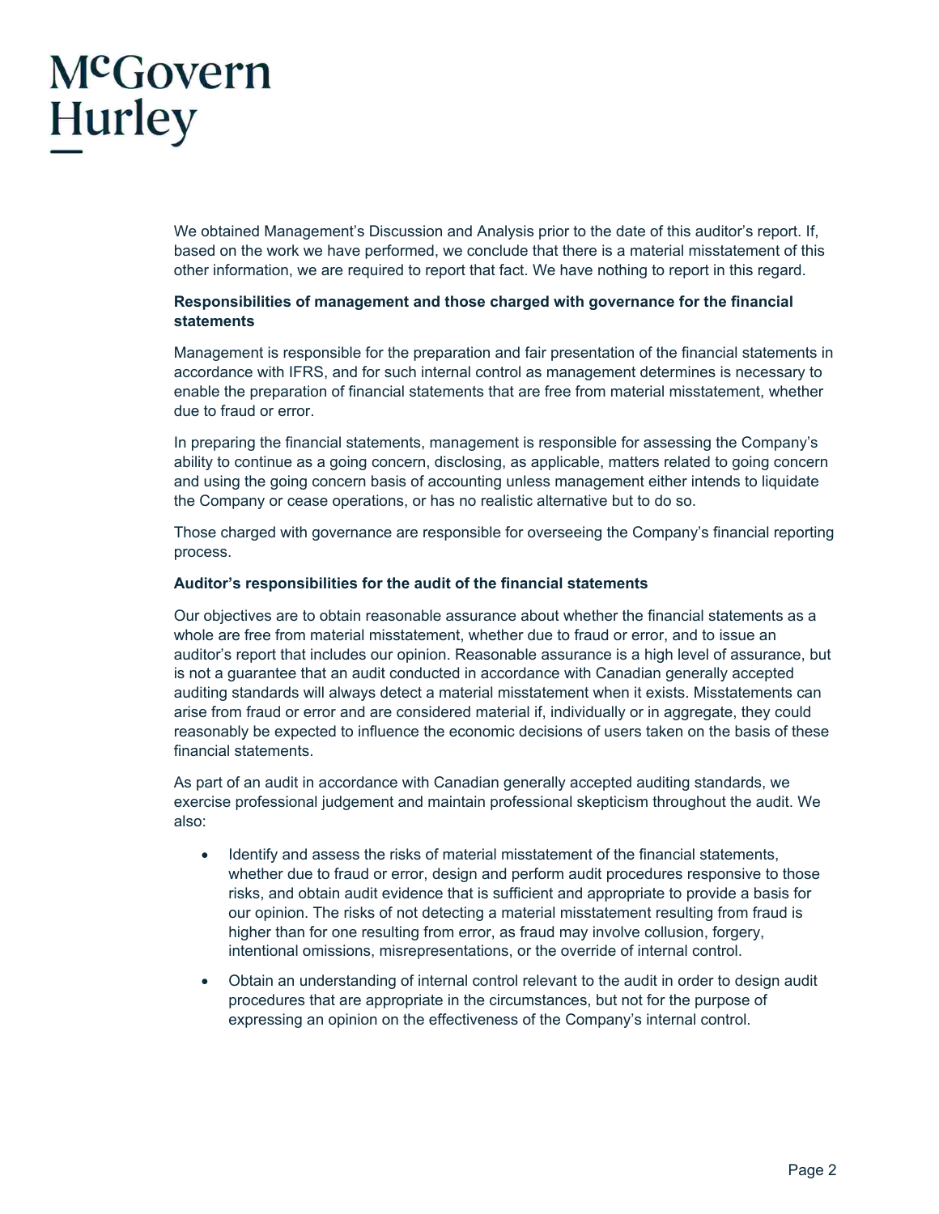We obtained Management's Discussion and Analysis prior to the date of this auditor's report. If, based on the work we have performed, we conclude that there is a material misstatement of this other information, we are required to report that fact. We have nothing to report in this regard.

**Responsibilities of management and those charged with governance for the financial statements**

Management is responsible for the preparation and fair presentation of the financial statements in accordance with IFRS, and for such internal control as management determines is necessary to enable the preparation of financial statements that are free from material misstatement, whether due to fraud or error.

In preparing the financial statements, management is responsible for assessing the Company's ability to continue as a going concern, disclosing, as applicable, matters related to going concern and using the going concern basis of accounting unless management either intends to liquidate the Company or cease operations, or has no realistic alternative but to do so.

Those charged with governance are responsible for overseeing the Company's financial reporting process.

**Auditor's responsibilities for the audit of the financial statements**

Our objectives are to obtain reasonable assurance about whether the financial statements as a whole are free from material misstatement, whether due to fraud or error, and to issue an auditor's report that includes our opinion. Reasonable assurance is a high level of assurance, but is not a guarantee that an audit conducted in accordance with Canadian generally accepted auditing standards will always detect a material misstatement when it exists. Misstatements can arise from fraud or error and are considered material if, individually or in aggregate, they could reasonably be expected to influence the economic decisions of users taken on the basis of these financial statements.

As part of an audit in accordance with Canadian generally accepted auditing standards, we exercise professional judgement and maintain professional skepticism throughout the audit. We also:

- Identify and assess the risks of material misstatement of the financial statements, whether due to fraud or error, design and perform audit procedures responsive to those risks, and obtain audit evidence that is sufficient and appropriate to provide a basis for our opinion. The risks of not detecting a material misstatement resulting from fraud is higher than for one resulting from error, as fraud may involve collusion, forgery, intentional omissions, misrepresentations, or the override of internal control.
- Obtain an understanding of internal control relevant to the audit in order to design audit procedures that are appropriate in the circumstances, but not for the purpose of expressing an opinion on the effectiveness of the Company's internal control.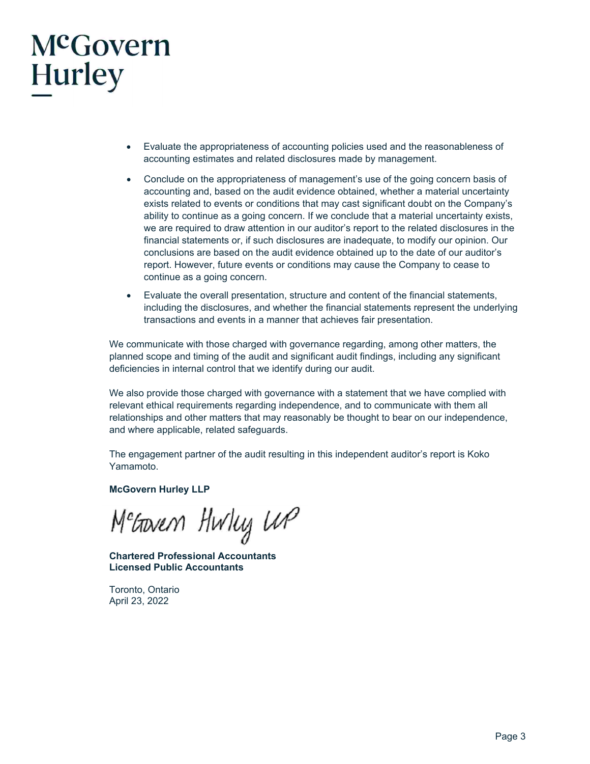- Evaluate the appropriateness of accounting policies used and the reasonableness of accounting estimates and related disclosures made by management.
- Conclude on the appropriateness of management's use of the going concern basis of accounting and, based on the audit evidence obtained, whether a material uncertainty exists related to events or conditions that may cast significant doubt on the Company's ability to continue as a going concern. If we conclude that a material uncertainty exists, we are required to draw attention in our auditor's report to the related disclosures in the financial statements or, if such disclosures are inadequate, to modify our opinion. Our conclusions are based on the audit evidence obtained up to the date of our auditor's report. However, future events or conditions may cause the Company to cease to continue as a going concern.
- Evaluate the overall presentation, structure and content of the financial statements, including the disclosures, and whether the financial statements represent the underlying transactions and events in a manner that achieves fair presentation.

We communicate with those charged with governance regarding, among other matters, the planned scope and timing of the audit and significant audit findings, including any significant deficiencies in internal control that we identify during our audit.

We also provide those charged with governance with a statement that we have complied with relevant ethical requirements regarding independence, and to communicate with them all relationships and other matters that may reasonably be thought to bear on our independence, and where applicable, related safeguards.

The engagement partner of the audit resulting in this independent auditor's report is Koko Yamamoto.

**McGovern Hurley LLP**

McGovern Hurley LLP

**Chartered Professional Accountants**
**Licensed Public Accountants**

Toronto, Ontario
April 23, 2022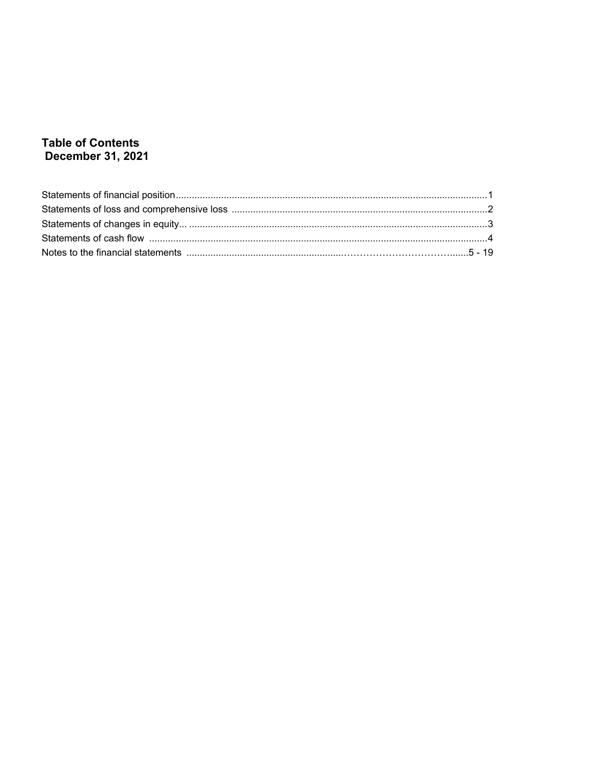# Table of Contents
## December 31, 2021

| | |
|---|---|
| Statements of financial position | 1 |
| Statements of loss and comprehensive loss | 2 |
| Statements of changes in equity | 3 |
| Statements of cash flow | 4 |
| Notes to the financial statements | 5 - 19 |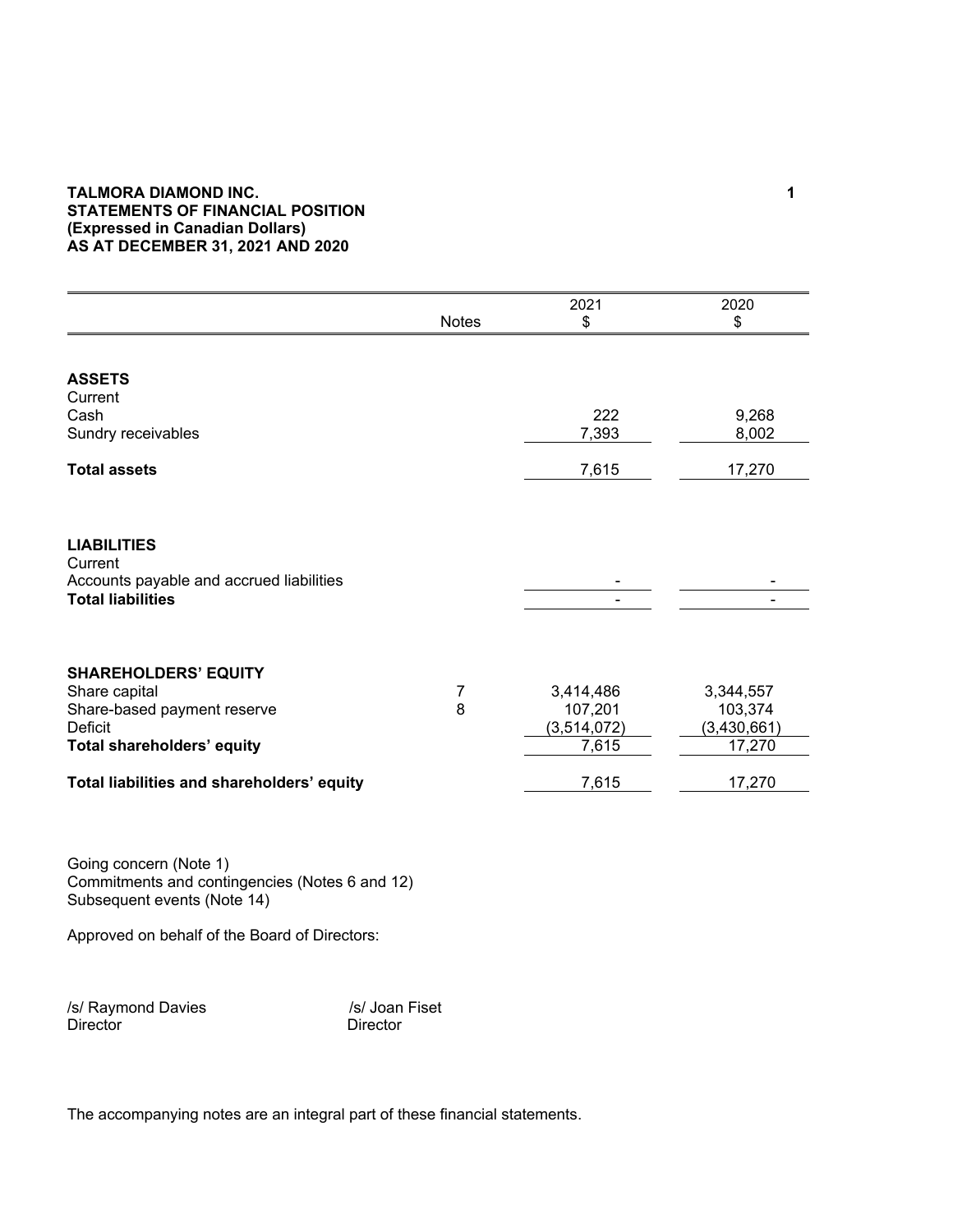**TALMORA DIAMOND INC.**
**STATEMENTS OF FINANCIAL POSITION**
**(Expressed in Canadian Dollars)**
**AS AT DECEMBER 31, 2021 AND 2020**

| | Notes | 2021 $ | 2020 $ |
|---|---|---|---|
| **ASSETS** | | | |
| Current | | | |
| Cash | | 222 | 9,268 |
| Sundry receivables | | 7,393 | 8,002 |
| **Total assets** | | 7,615 | 17,270 |
| | | | |
| **LIABILITIES** | | | |
| Current | | | |
| Accounts payable and accrued liabilities | | - | - |
| **Total liabilities** | | - | - |
| | | | |
| **SHAREHOLDERS' EQUITY** | | | |
| Share capital | 7 | 3,414,486 | 3,344,557 |
| Share-based payment reserve | 8 | 107,201 | 103,374 |
| Deficit | | (3,514,072) | (3,430,661) |
| **Total shareholders' equity** | | 7,615 | 17,270 |
| | | | |
| **Total liabilities and shareholders' equity** | | 7,615 | 17,270 |

Going concern (Note 1)
Commitments and contingencies (Notes 6 and 12)
Subsequent events (Note 14)

Approved on behalf of the Board of Directors:

/s/ Raymond Davies
Director

/s/ Joan Fiset
Director

The accompanying notes are an integral part of these financial statements.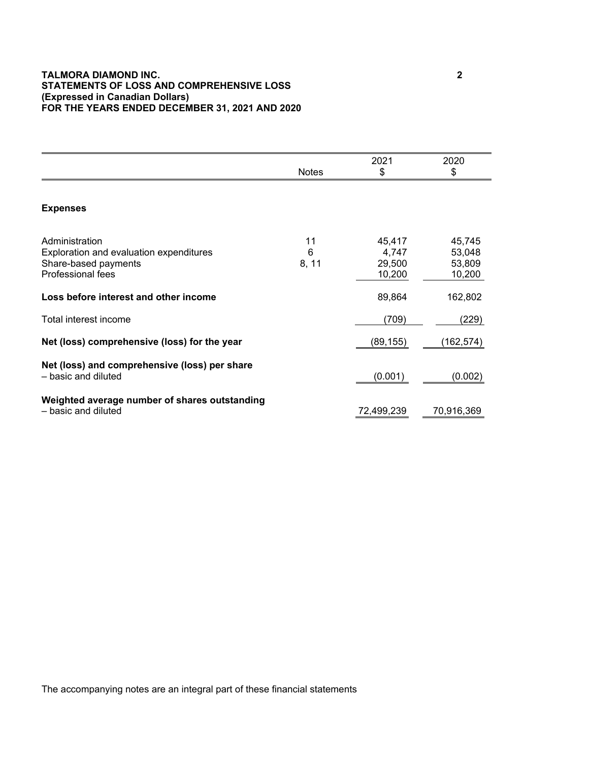**TALMORA DIAMOND INC.**
**STATEMENTS OF LOSS AND COMPREHENSIVE LOSS**
**(Expressed in Canadian Dollars)**
**FOR THE YEARS ENDED DECEMBER 31, 2021 AND 2020**

| | Notes | 2021<br>$ | 2020<br>$ |
|---|---|---|---|
| **Expenses** | | | |
| Administration | 11 | 45,417 | 45,745 |
| Exploration and evaluation expenditures | 6 | 4,747 | 53,048 |
| Share-based payments | 8, 11 | 29,500 | 53,809 |
| Professional fees | | 10,200 | 10,200 |
| **Loss before interest and other income** | | 89,864 | 162,802 |
| Total interest income | | (709) | (229) |
| **Net (loss) comprehensive (loss) for the year** | | (89,155) | (162,574) |
| **Net (loss) and comprehensive (loss) per share**<br>– basic and diluted | | (0.001) | (0.002) |
| **Weighted average number of shares outstanding**<br>– basic and diluted | | 72,499,239 | 70,916,369 |

The accompanying notes are an integral part of these financial statements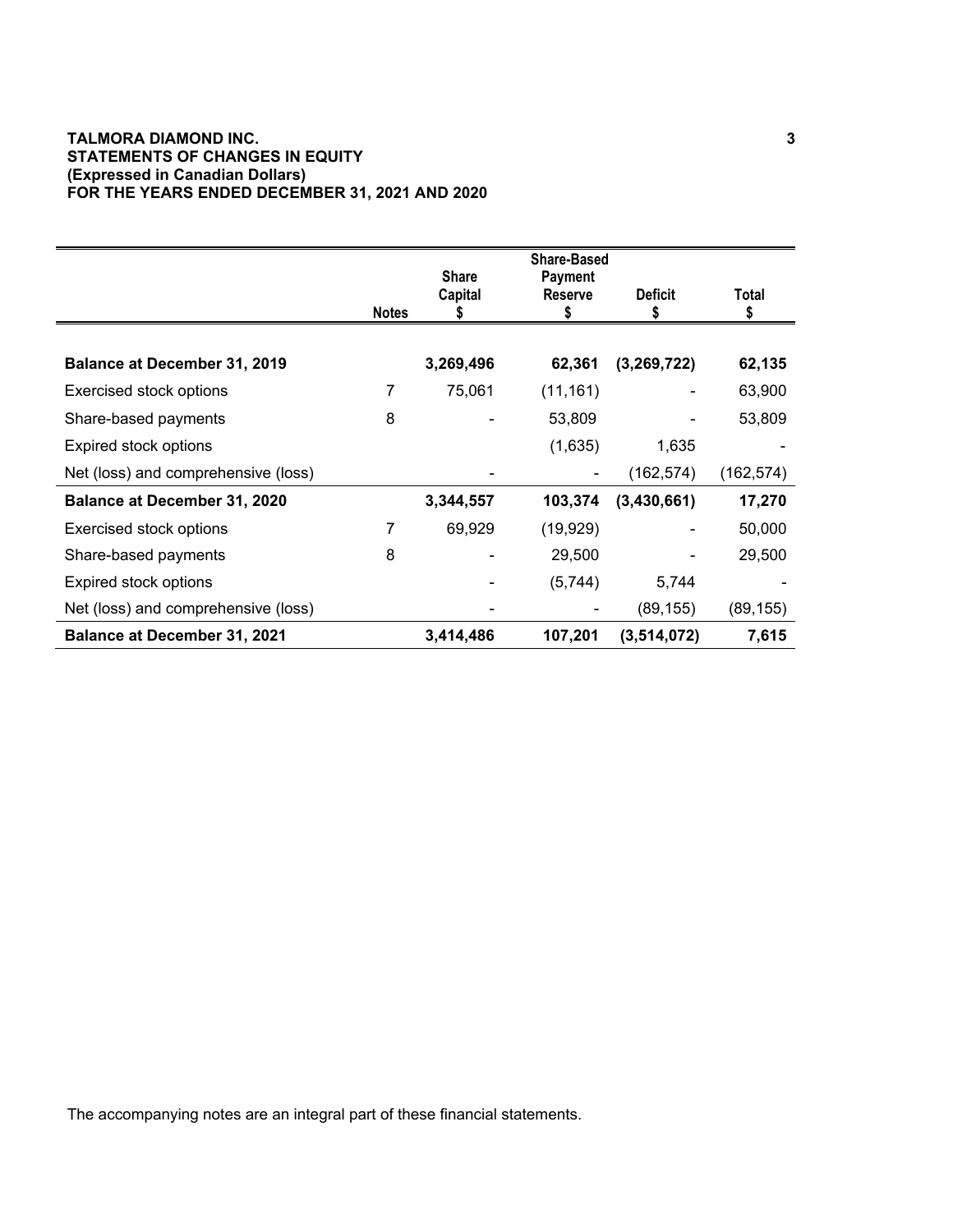**TALMORA DIAMOND INC.**
**STATEMENTS OF CHANGES IN EQUITY**
**(Expressed in Canadian Dollars)**
**FOR THE YEARS ENDED DECEMBER 31, 2021 AND 2020**

| | Notes | Share Capital $ | Share-Based Payment Reserve $ | Deficit $ | Total $ |
|---|---|---|---|---|---|
| **Balance at December 31, 2019** | | **3,269,496** | **62,361** | **(3,269,722)** | **62,135** |
| Exercised stock options | 7 | 75,061 | (11,161) | - | 63,900 |
| Share-based payments | 8 | - | 53,809 | - | 53,809 |
| Expired stock options | | | (1,635) | 1,635 | - |
| Net (loss) and comprehensive (loss) | | - | - | (162,574) | (162,574) |
| **Balance at December 31, 2020** | | **3,344,557** | **103,374** | **(3,430,661)** | **17,270** |
| Exercised stock options | 7 | 69,929 | (19,929) | - | 50,000 |
| Share-based payments | 8 | - | 29,500 | - | 29,500 |
| Expired stock options | | - | (5,744) | 5,744 | - |
| Net (loss) and comprehensive (loss) | | - | - | (89,155) | (89,155) |
| **Balance at December 31, 2021** | | **3,414,486** | **107,201** | **(3,514,072)** | **7,615** |

The accompanying notes are an integral part of these financial statements.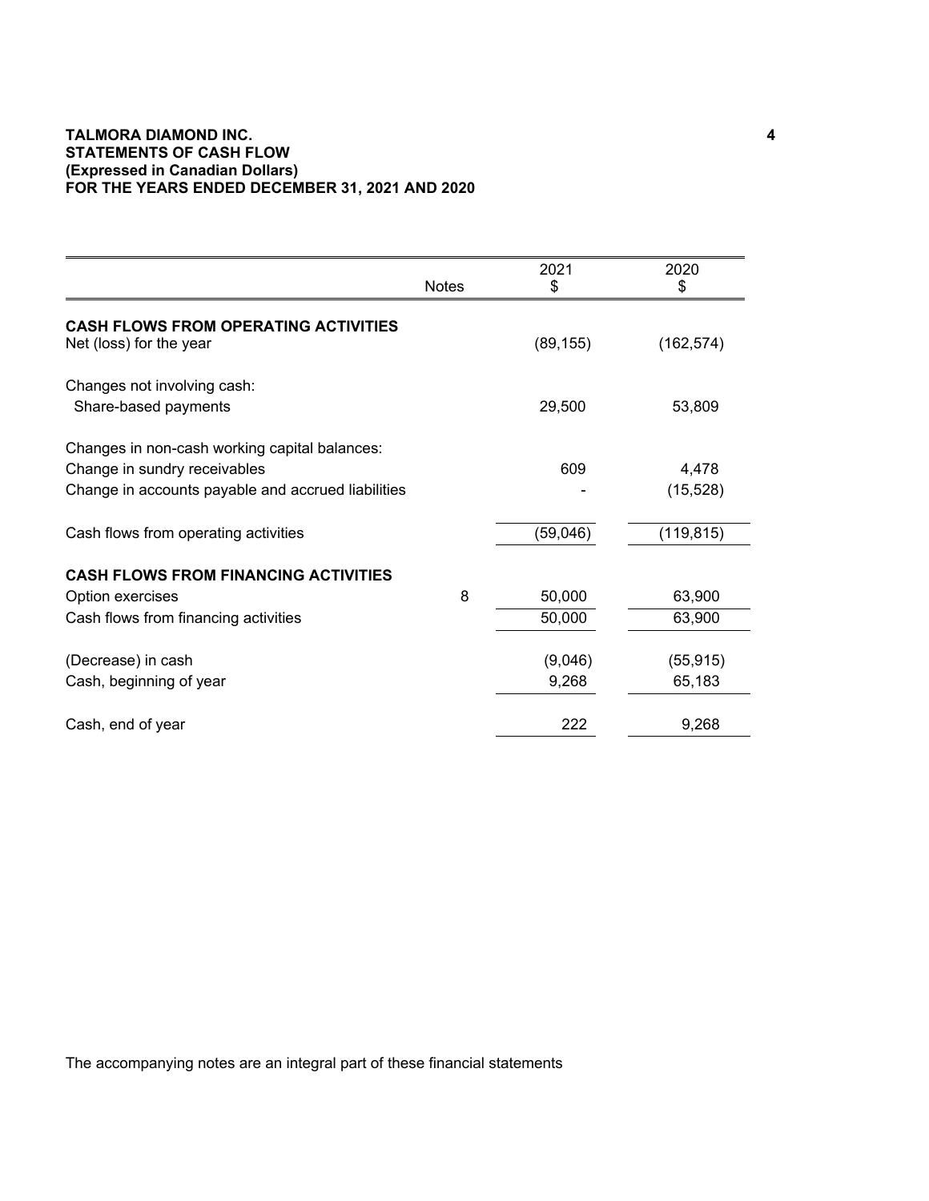**TALMORA DIAMOND INC.**
**STATEMENTS OF CASH FLOW**
**(Expressed in Canadian Dollars)**
**FOR THE YEARS ENDED DECEMBER 31, 2021 AND 2020**

| | Notes | 2021<br>$ | 2020<br>$ |
|---|---|---|---|
| **CASH FLOWS FROM OPERATING ACTIVITIES** | | | |
| Net (loss) for the year | | (89,155) | (162,574) |
| | | | |
| Changes not involving cash: | | | |
| Share-based payments | | 29,500 | 53,809 |
| | | | |
| Changes in non-cash working capital balances: | | | |
| Change in sundry receivables | | 609 | 4,478 |
| Change in accounts payable and accrued liabilities | | - | (15,528) |
| | | | |
| Cash flows from operating activities | | (59,046) | (119,815) |
| | | | |
| **CASH FLOWS FROM FINANCING ACTIVITIES** | | | |
| Option exercises | 8 | 50,000 | 63,900 |
| Cash flows from financing activities | | 50,000 | 63,900 |
| | | | |
| (Decrease) in cash | | (9,046) | (55,915) |
| Cash, beginning of year | | 9,268 | 65,183 |
| | | | |
| Cash, end of year | | 222 | 9,268 |

The accompanying notes are an integral part of these financial statements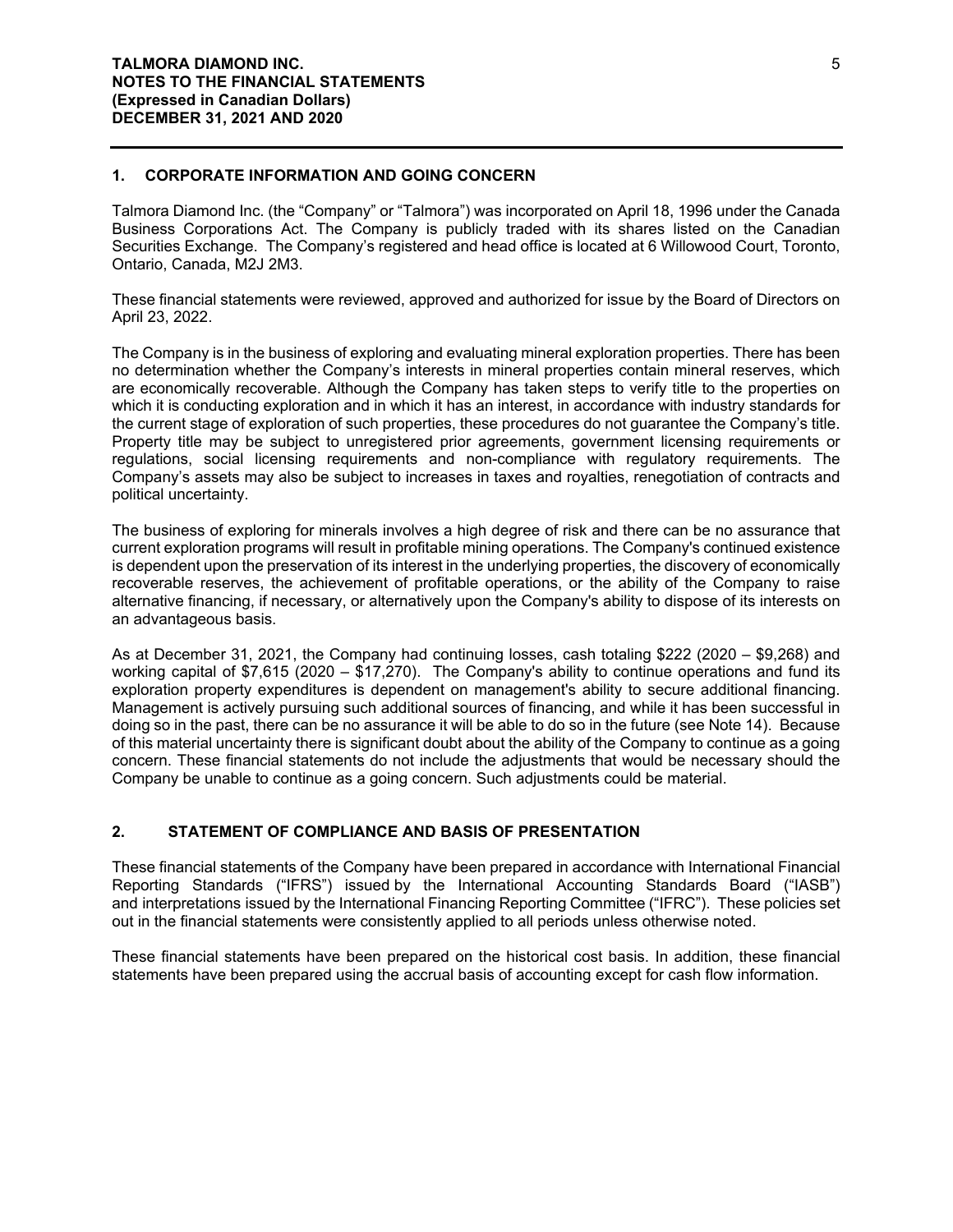## 1. CORPORATE INFORMATION AND GOING CONCERN

Talmora Diamond Inc. (the "Company" or "Talmora") was incorporated on April 18, 1996 under the Canada Business Corporations Act. The Company is publicly traded with its shares listed on the Canadian Securities Exchange. The Company's registered and head office is located at 6 Willowood Court, Toronto, Ontario, Canada, M2J 2M3.

These financial statements were reviewed, approved and authorized for issue by the Board of Directors on April 23, 2022.

The Company is in the business of exploring and evaluating mineral exploration properties. There has been no determination whether the Company's interests in mineral properties contain mineral reserves, which are economically recoverable. Although the Company has taken steps to verify title to the properties on which it is conducting exploration and in which it has an interest, in accordance with industry standards for the current stage of exploration of such properties, these procedures do not guarantee the Company's title. Property title may be subject to unregistered prior agreements, government licensing requirements or regulations, social licensing requirements and non-compliance with regulatory requirements. The Company's assets may also be subject to increases in taxes and royalties, renegotiation of contracts and political uncertainty.

The business of exploring for minerals involves a high degree of risk and there can be no assurance that current exploration programs will result in profitable mining operations. The Company's continued existence is dependent upon the preservation of its interest in the underlying properties, the discovery of economically recoverable reserves, the achievement of profitable operations, or the ability of the Company to raise alternative financing, if necessary, or alternatively upon the Company's ability to dispose of its interests on an advantageous basis.

As at December 31, 2021, the Company had continuing losses, cash totaling $222 (2020 – $9,268) and working capital of $7,615 (2020 – $17,270). The Company's ability to continue operations and fund its exploration property expenditures is dependent on management's ability to secure additional financing. Management is actively pursuing such additional sources of financing, and while it has been successful in doing so in the past, there can be no assurance it will be able to do so in the future (see Note 14). Because of this material uncertainty there is significant doubt about the ability of the Company to continue as a going concern. These financial statements do not include the adjustments that would be necessary should the Company be unable to continue as a going concern. Such adjustments could be material.

## 2. STATEMENT OF COMPLIANCE AND BASIS OF PRESENTATION

These financial statements of the Company have been prepared in accordance with International Financial Reporting Standards ("IFRS") issued by the International Accounting Standards Board ("IASB") and interpretations issued by the International Financing Reporting Committee ("IFRC"). These policies set out in the financial statements were consistently applied to all periods unless otherwise noted.

These financial statements have been prepared on the historical cost basis. In addition, these financial statements have been prepared using the accrual basis of accounting except for cash flow information.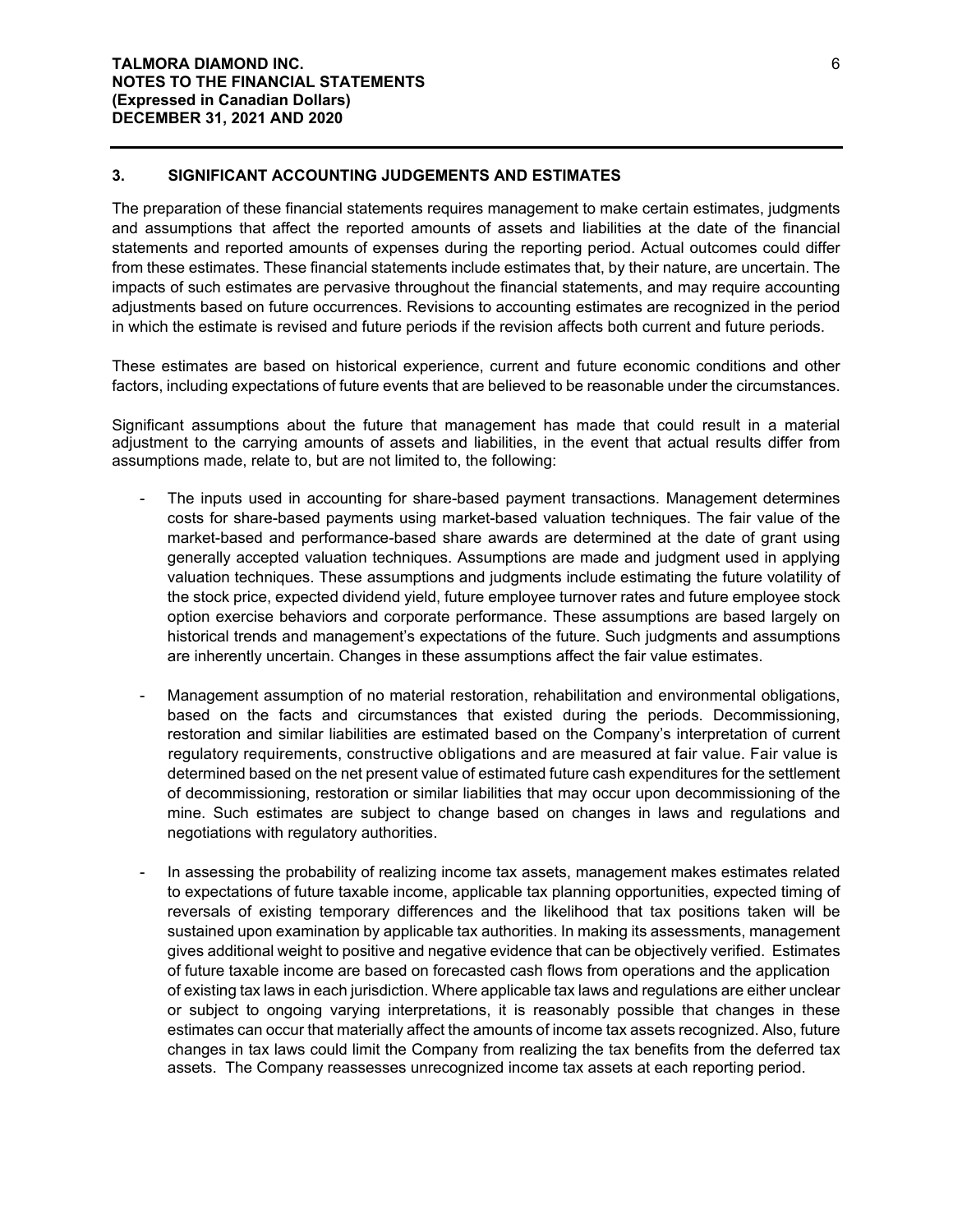### 3. SIGNIFICANT ACCOUNTING JUDGEMENTS AND ESTIMATES

The preparation of these financial statements requires management to make certain estimates, judgments and assumptions that affect the reported amounts of assets and liabilities at the date of the financial statements and reported amounts of expenses during the reporting period. Actual outcomes could differ from these estimates. These financial statements include estimates that, by their nature, are uncertain. The impacts of such estimates are pervasive throughout the financial statements, and may require accounting adjustments based on future occurrences. Revisions to accounting estimates are recognized in the period in which the estimate is revised and future periods if the revision affects both current and future periods.

These estimates are based on historical experience, current and future economic conditions and other factors, including expectations of future events that are believed to be reasonable under the circumstances.

Significant assumptions about the future that management has made that could result in a material adjustment to the carrying amounts of assets and liabilities, in the event that actual results differ from assumptions made, relate to, but are not limited to, the following:

- The inputs used in accounting for share-based payment transactions. Management determines costs for share-based payments using market-based valuation techniques. The fair value of the market-based and performance-based share awards are determined at the date of grant using generally accepted valuation techniques. Assumptions are made and judgment used in applying valuation techniques. These assumptions and judgments include estimating the future volatility of the stock price, expected dividend yield, future employee turnover rates and future employee stock option exercise behaviors and corporate performance. These assumptions are based largely on historical trends and management's expectations of the future. Such judgments and assumptions are inherently uncertain. Changes in these assumptions affect the fair value estimates.

- Management assumption of no material restoration, rehabilitation and environmental obligations, based on the facts and circumstances that existed during the periods. Decommissioning, restoration and similar liabilities are estimated based on the Company's interpretation of current regulatory requirements, constructive obligations and are measured at fair value. Fair value is determined based on the net present value of estimated future cash expenditures for the settlement of decommissioning, restoration or similar liabilities that may occur upon decommissioning of the mine. Such estimates are subject to change based on changes in laws and regulations and negotiations with regulatory authorities.

- In assessing the probability of realizing income tax assets, management makes estimates related to expectations of future taxable income, applicable tax planning opportunities, expected timing of reversals of existing temporary differences and the likelihood that tax positions taken will be sustained upon examination by applicable tax authorities. In making its assessments, management gives additional weight to positive and negative evidence that can be objectively verified. Estimates of future taxable income are based on forecasted cash flows from operations and the application of existing tax laws in each jurisdiction. Where applicable tax laws and regulations are either unclear or subject to ongoing varying interpretations, it is reasonably possible that changes in these estimates can occur that materially affect the amounts of income tax assets recognized. Also, future changes in tax laws could limit the Company from realizing the tax benefits from the deferred tax assets. The Company reassesses unrecognized income tax assets at each reporting period.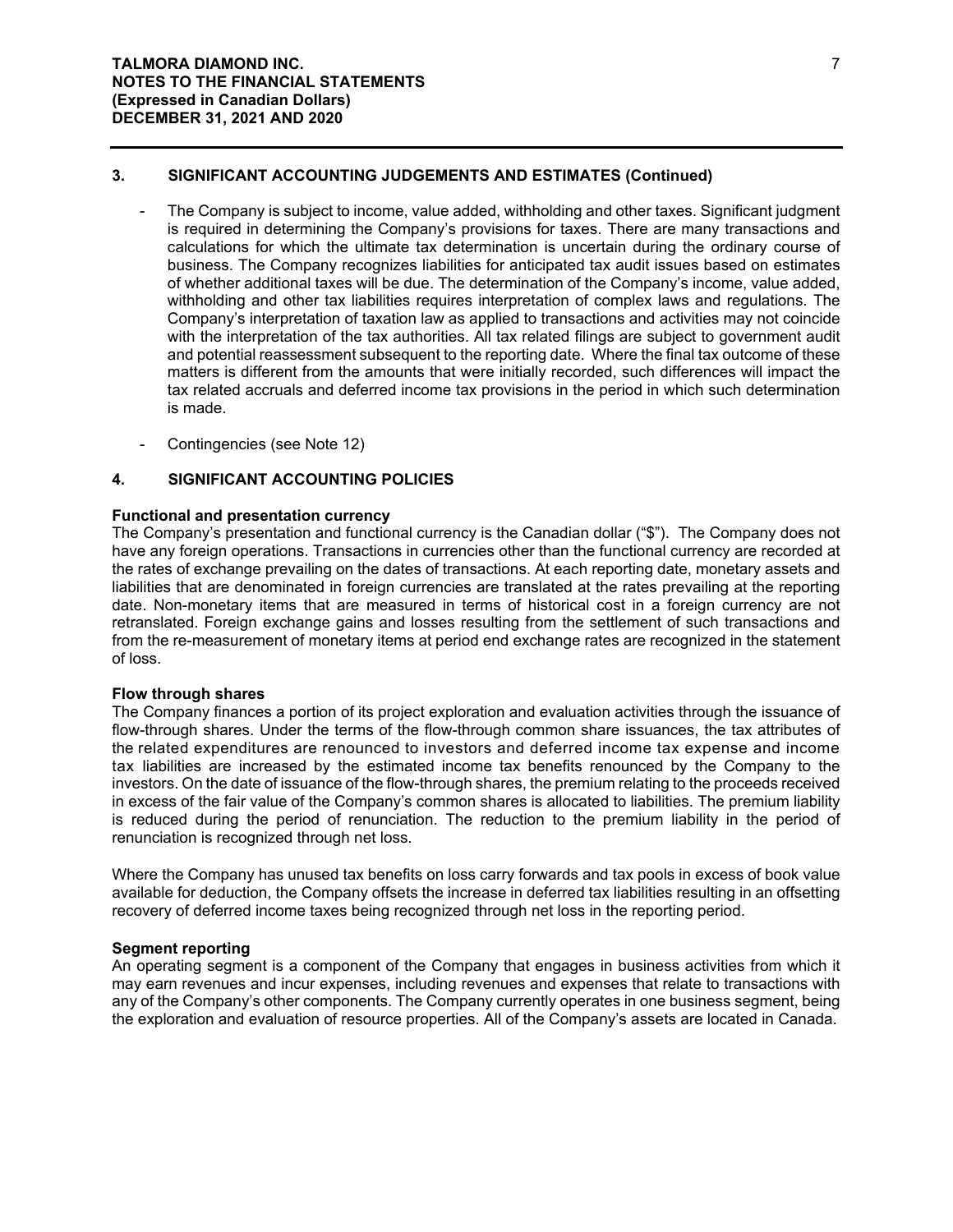## 3. SIGNIFICANT ACCOUNTING JUDGEMENTS AND ESTIMATES (Continued)

- The Company is subject to income, value added, withholding and other taxes. Significant judgment is required in determining the Company's provisions for taxes. There are many transactions and calculations for which the ultimate tax determination is uncertain during the ordinary course of business. The Company recognizes liabilities for anticipated tax audit issues based on estimates of whether additional taxes will be due. The determination of the Company's income, value added, withholding and other tax liabilities requires interpretation of complex laws and regulations. The Company's interpretation of taxation law as applied to transactions and activities may not coincide with the interpretation of the tax authorities. All tax related filings are subject to government audit and potential reassessment subsequent to the reporting date. Where the final tax outcome of these matters is different from the amounts that were initially recorded, such differences will impact the tax related accruals and deferred income tax provisions in the period in which such determination is made.

- Contingencies (see Note 12)

## 4. SIGNIFICANT ACCOUNTING POLICIES

**Functional and presentation currency**

The Company's presentation and functional currency is the Canadian dollar ("$"). The Company does not have any foreign operations. Transactions in currencies other than the functional currency are recorded at the rates of exchange prevailing on the dates of transactions. At each reporting date, monetary assets and liabilities that are denominated in foreign currencies are translated at the rates prevailing at the reporting date. Non-monetary items that are measured in terms of historical cost in a foreign currency are not retranslated. Foreign exchange gains and losses resulting from the settlement of such transactions and from the re-measurement of monetary items at period end exchange rates are recognized in the statement of loss.

**Flow through shares**

The Company finances a portion of its project exploration and evaluation activities through the issuance of flow-through shares. Under the terms of the flow-through common share issuances, the tax attributes of the related expenditures are renounced to investors and deferred income tax expense and income tax liabilities are increased by the estimated income tax benefits renounced by the Company to the investors. On the date of issuance of the flow-through shares, the premium relating to the proceeds received in excess of the fair value of the Company's common shares is allocated to liabilities. The premium liability is reduced during the period of renunciation. The reduction to the premium liability in the period of renunciation is recognized through net loss.

Where the Company has unused tax benefits on loss carry forwards and tax pools in excess of book value available for deduction, the Company offsets the increase in deferred tax liabilities resulting in an offsetting recovery of deferred income taxes being recognized through net loss in the reporting period.

**Segment reporting**

An operating segment is a component of the Company that engages in business activities from which it may earn revenues and incur expenses, including revenues and expenses that relate to transactions with any of the Company's other components. The Company currently operates in one business segment, being the exploration and evaluation of resource properties. All of the Company's assets are located in Canada.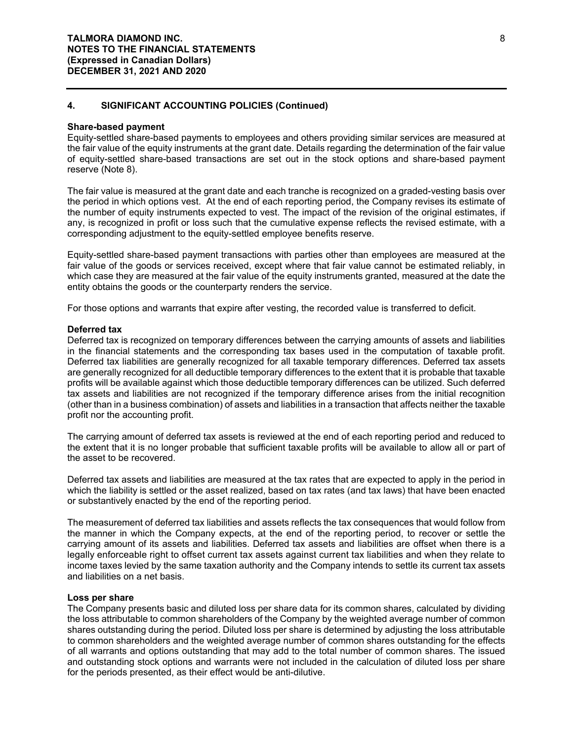## 4. SIGNIFICANT ACCOUNTING POLICIES (Continued)

**Share-based payment**

Equity-settled share-based payments to employees and others providing similar services are measured at the fair value of the equity instruments at the grant date. Details regarding the determination of the fair value of equity-settled share-based transactions are set out in the stock options and share-based payment reserve (Note 8).

The fair value is measured at the grant date and each tranche is recognized on a graded-vesting basis over the period in which options vest. At the end of each reporting period, the Company revises its estimate of the number of equity instruments expected to vest. The impact of the revision of the original estimates, if any, is recognized in profit or loss such that the cumulative expense reflects the revised estimate, with a corresponding adjustment to the equity-settled employee benefits reserve.

Equity-settled share-based payment transactions with parties other than employees are measured at the fair value of the goods or services received, except where that fair value cannot be estimated reliably, in which case they are measured at the fair value of the equity instruments granted, measured at the date the entity obtains the goods or the counterparty renders the service.

For those options and warrants that expire after vesting, the recorded value is transferred to deficit.

**Deferred tax**

Deferred tax is recognized on temporary differences between the carrying amounts of assets and liabilities in the financial statements and the corresponding tax bases used in the computation of taxable profit. Deferred tax liabilities are generally recognized for all taxable temporary differences. Deferred tax assets are generally recognized for all deductible temporary differences to the extent that it is probable that taxable profits will be available against which those deductible temporary differences can be utilized. Such deferred tax assets and liabilities are not recognized if the temporary difference arises from the initial recognition (other than in a business combination) of assets and liabilities in a transaction that affects neither the taxable profit nor the accounting profit.

The carrying amount of deferred tax assets is reviewed at the end of each reporting period and reduced to the extent that it is no longer probable that sufficient taxable profits will be available to allow all or part of the asset to be recovered.

Deferred tax assets and liabilities are measured at the tax rates that are expected to apply in the period in which the liability is settled or the asset realized, based on tax rates (and tax laws) that have been enacted or substantively enacted by the end of the reporting period.

The measurement of deferred tax liabilities and assets reflects the tax consequences that would follow from the manner in which the Company expects, at the end of the reporting period, to recover or settle the carrying amount of its assets and liabilities. Deferred tax assets and liabilities are offset when there is a legally enforceable right to offset current tax assets against current tax liabilities and when they relate to income taxes levied by the same taxation authority and the Company intends to settle its current tax assets and liabilities on a net basis.

**Loss per share**

The Company presents basic and diluted loss per share data for its common shares, calculated by dividing the loss attributable to common shareholders of the Company by the weighted average number of common shares outstanding during the period. Diluted loss per share is determined by adjusting the loss attributable to common shareholders and the weighted average number of common shares outstanding for the effects of all warrants and options outstanding that may add to the total number of common shares. The issued and outstanding stock options and warrants were not included in the calculation of diluted loss per share for the periods presented, as their effect would be anti-dilutive.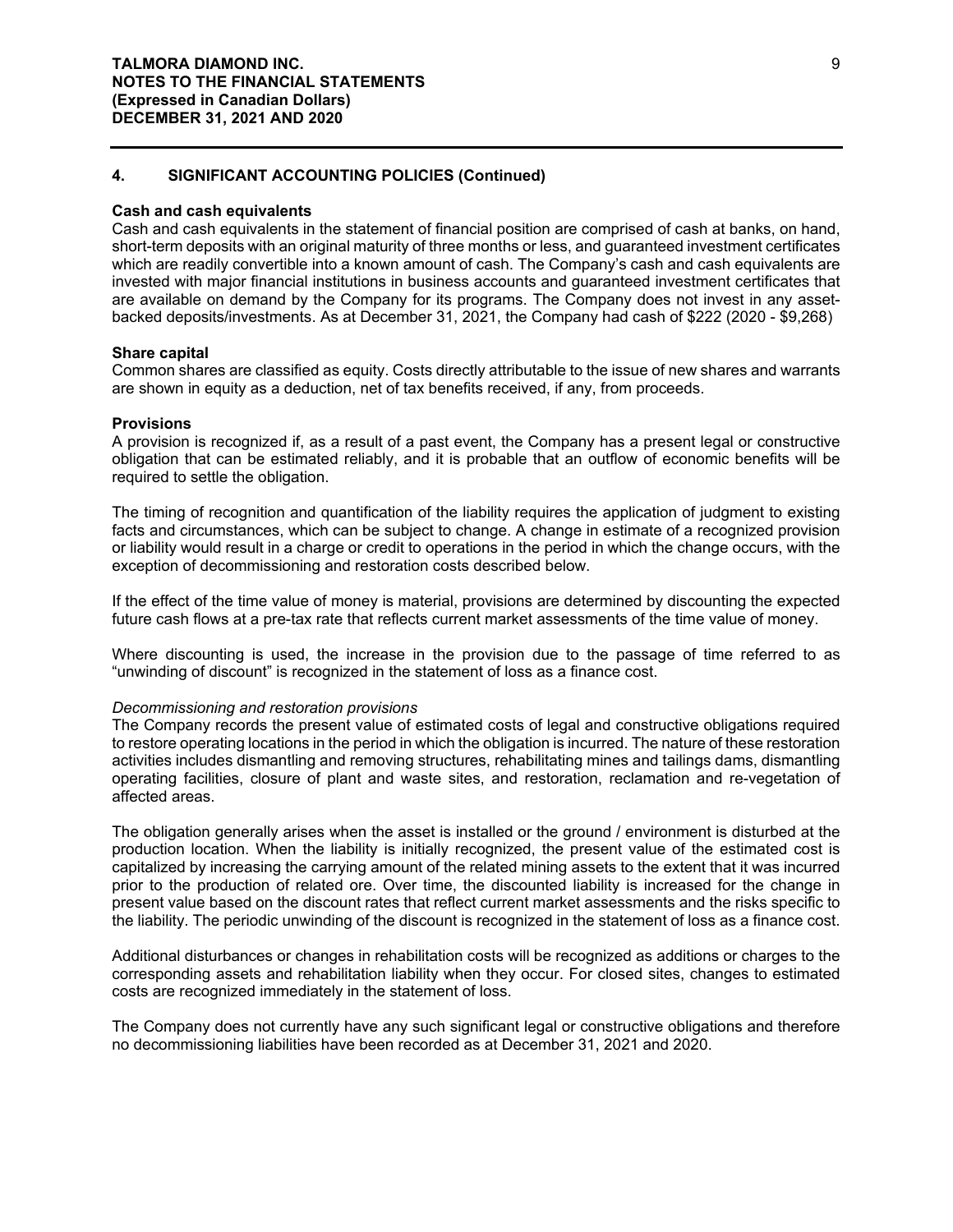## 4. SIGNIFICANT ACCOUNTING POLICIES (Continued)

**Cash and cash equivalents**

Cash and cash equivalents in the statement of financial position are comprised of cash at banks, on hand, short-term deposits with an original maturity of three months or less, and guaranteed investment certificates which are readily convertible into a known amount of cash. The Company's cash and cash equivalents are invested with major financial institutions in business accounts and guaranteed investment certificates that are available on demand by the Company for its programs. The Company does not invest in any asset-backed deposits/investments. As at December 31, 2021, the Company had cash of $222 (2020 - $9,268)

**Share capital**

Common shares are classified as equity. Costs directly attributable to the issue of new shares and warrants are shown in equity as a deduction, net of tax benefits received, if any, from proceeds.

**Provisions**

A provision is recognized if, as a result of a past event, the Company has a present legal or constructive obligation that can be estimated reliably, and it is probable that an outflow of economic benefits will be required to settle the obligation.

The timing of recognition and quantification of the liability requires the application of judgment to existing facts and circumstances, which can be subject to change. A change in estimate of a recognized provision or liability would result in a charge or credit to operations in the period in which the change occurs, with the exception of decommissioning and restoration costs described below.

If the effect of the time value of money is material, provisions are determined by discounting the expected future cash flows at a pre-tax rate that reflects current market assessments of the time value of money.

Where discounting is used, the increase in the provision due to the passage of time referred to as "unwinding of discount" is recognized in the statement of loss as a finance cost.

*Decommissioning and restoration provisions*

The Company records the present value of estimated costs of legal and constructive obligations required to restore operating locations in the period in which the obligation is incurred. The nature of these restoration activities includes dismantling and removing structures, rehabilitating mines and tailings dams, dismantling operating facilities, closure of plant and waste sites, and restoration, reclamation and re-vegetation of affected areas.

The obligation generally arises when the asset is installed or the ground / environment is disturbed at the production location. When the liability is initially recognized, the present value of the estimated cost is capitalized by increasing the carrying amount of the related mining assets to the extent that it was incurred prior to the production of related ore. Over time, the discounted liability is increased for the change in present value based on the discount rates that reflect current market assessments and the risks specific to the liability. The periodic unwinding of the discount is recognized in the statement of loss as a finance cost.

Additional disturbances or changes in rehabilitation costs will be recognized as additions or charges to the corresponding assets and rehabilitation liability when they occur. For closed sites, changes to estimated costs are recognized immediately in the statement of loss.

The Company does not currently have any such significant legal or constructive obligations and therefore no decommissioning liabilities have been recorded as at December 31, 2021 and 2020.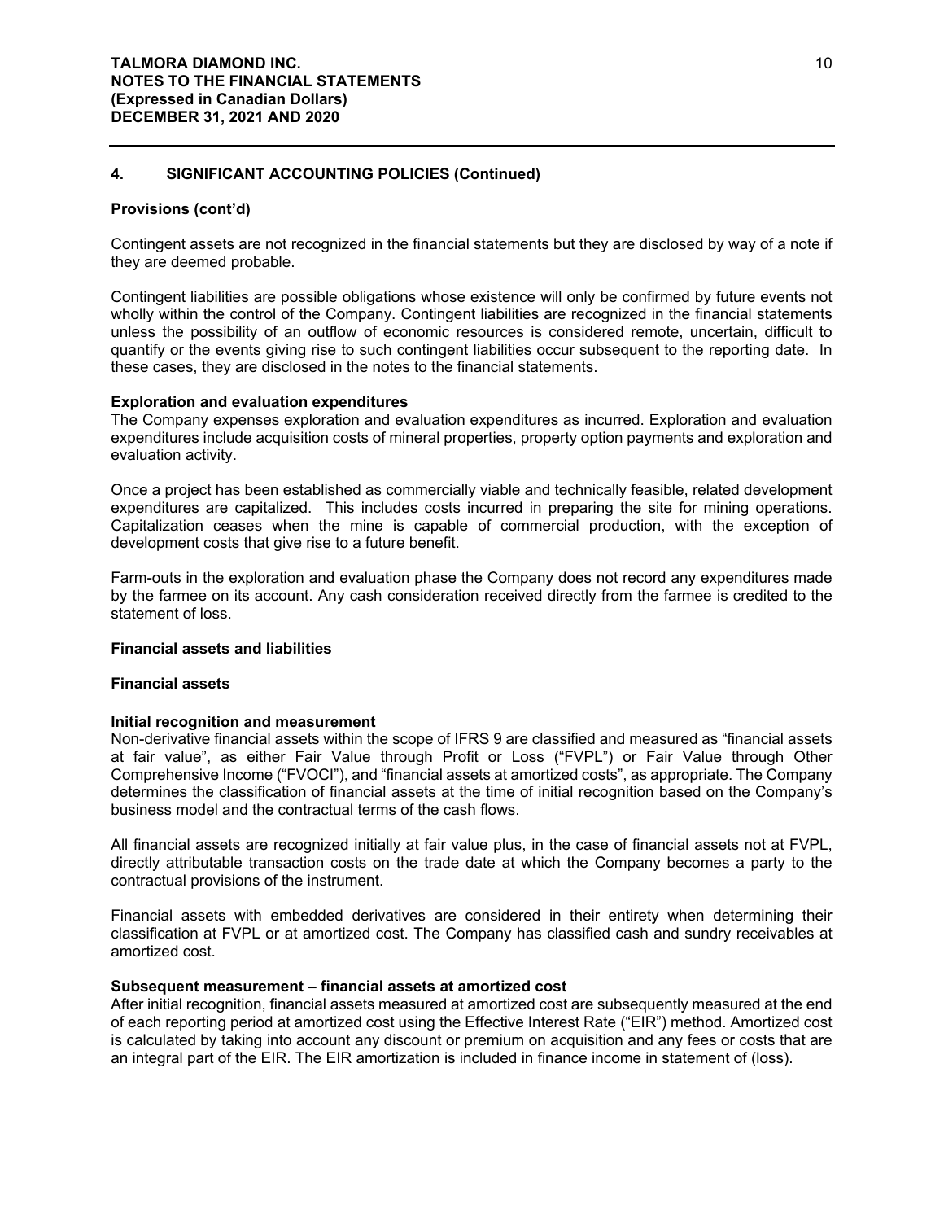## 4. SIGNIFICANT ACCOUNTING POLICIES (Continued)

### Provisions (cont'd)

Contingent assets are not recognized in the financial statements but they are disclosed by way of a note if they are deemed probable.

Contingent liabilities are possible obligations whose existence will only be confirmed by future events not wholly within the control of the Company. Contingent liabilities are recognized in the financial statements unless the possibility of an outflow of economic resources is considered remote, uncertain, difficult to quantify or the events giving rise to such contingent liabilities occur subsequent to the reporting date. In these cases, they are disclosed in the notes to the financial statements.

### Exploration and evaluation expenditures

The Company expenses exploration and evaluation expenditures as incurred. Exploration and evaluation expenditures include acquisition costs of mineral properties, property option payments and exploration and evaluation activity.

Once a project has been established as commercially viable and technically feasible, related development expenditures are capitalized. This includes costs incurred in preparing the site for mining operations. Capitalization ceases when the mine is capable of commercial production, with the exception of development costs that give rise to a future benefit.

Farm-outs in the exploration and evaluation phase the Company does not record any expenditures made by the farmee on its account. Any cash consideration received directly from the farmee is credited to the statement of loss.

### Financial assets and liabilities

### Financial assets

### Initial recognition and measurement

Non-derivative financial assets within the scope of IFRS 9 are classified and measured as "financial assets at fair value", as either Fair Value through Profit or Loss ("FVPL") or Fair Value through Other Comprehensive Income ("FVOCI"), and "financial assets at amortized costs", as appropriate. The Company determines the classification of financial assets at the time of initial recognition based on the Company's business model and the contractual terms of the cash flows.

All financial assets are recognized initially at fair value plus, in the case of financial assets not at FVPL, directly attributable transaction costs on the trade date at which the Company becomes a party to the contractual provisions of the instrument.

Financial assets with embedded derivatives are considered in their entirety when determining their classification at FVPL or at amortized cost. The Company has classified cash and sundry receivables at amortized cost.

### Subsequent measurement – financial assets at amortized cost

After initial recognition, financial assets measured at amortized cost are subsequently measured at the end of each reporting period at amortized cost using the Effective Interest Rate ("EIR") method. Amortized cost is calculated by taking into account any discount or premium on acquisition and any fees or costs that are an integral part of the EIR. The EIR amortization is included in finance income in statement of (loss).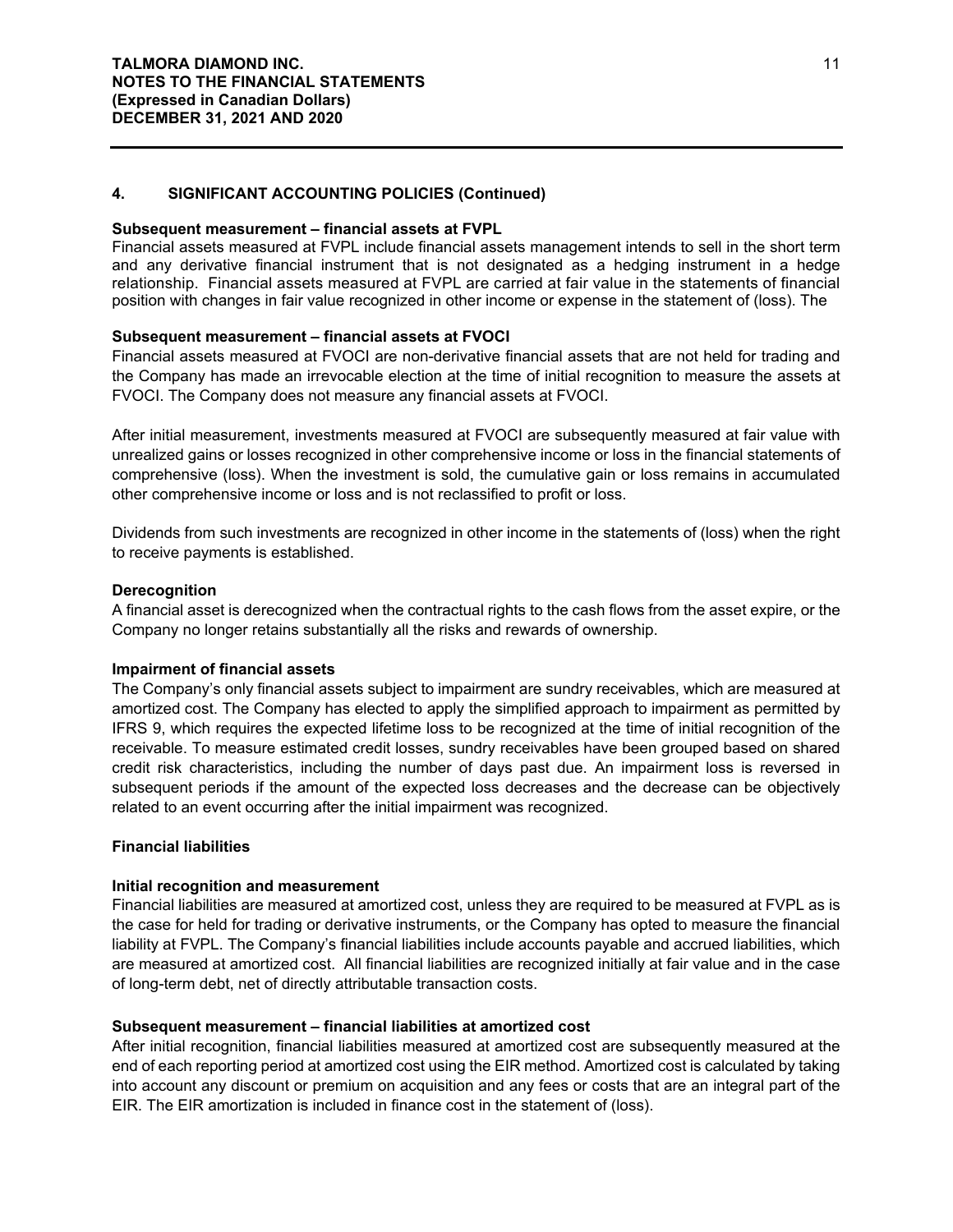## 4. SIGNIFICANT ACCOUNTING POLICIES (Continued)

**Subsequent measurement – financial assets at FVPL**

Financial assets measured at FVPL include financial assets management intends to sell in the short term and any derivative financial instrument that is not designated as a hedging instrument in a hedge relationship. Financial assets measured at FVPL are carried at fair value in the statements of financial position with changes in fair value recognized in other income or expense in the statement of (loss). The

**Subsequent measurement – financial assets at FVOCI**

Financial assets measured at FVOCI are non-derivative financial assets that are not held for trading and the Company has made an irrevocable election at the time of initial recognition to measure the assets at FVOCI. The Company does not measure any financial assets at FVOCI.

After initial measurement, investments measured at FVOCI are subsequently measured at fair value with unrealized gains or losses recognized in other comprehensive income or loss in the financial statements of comprehensive (loss). When the investment is sold, the cumulative gain or loss remains in accumulated other comprehensive income or loss and is not reclassified to profit or loss.

Dividends from such investments are recognized in other income in the statements of (loss) when the right to receive payments is established.

**Derecognition**

A financial asset is derecognized when the contractual rights to the cash flows from the asset expire, or the Company no longer retains substantially all the risks and rewards of ownership.

**Impairment of financial assets**

The Company's only financial assets subject to impairment are sundry receivables, which are measured at amortized cost. The Company has elected to apply the simplified approach to impairment as permitted by IFRS 9, which requires the expected lifetime loss to be recognized at the time of initial recognition of the receivable. To measure estimated credit losses, sundry receivables have been grouped based on shared credit risk characteristics, including the number of days past due. An impairment loss is reversed in subsequent periods if the amount of the expected loss decreases and the decrease can be objectively related to an event occurring after the initial impairment was recognized.

**Financial liabilities**

**Initial recognition and measurement**

Financial liabilities are measured at amortized cost, unless they are required to be measured at FVPL as is the case for held for trading or derivative instruments, or the Company has opted to measure the financial liability at FVPL. The Company's financial liabilities include accounts payable and accrued liabilities, which are measured at amortized cost. All financial liabilities are recognized initially at fair value and in the case of long-term debt, net of directly attributable transaction costs.

**Subsequent measurement – financial liabilities at amortized cost**

After initial recognition, financial liabilities measured at amortized cost are subsequently measured at the end of each reporting period at amortized cost using the EIR method. Amortized cost is calculated by taking into account any discount or premium on acquisition and any fees or costs that are an integral part of the EIR. The EIR amortization is included in finance cost in the statement of (loss).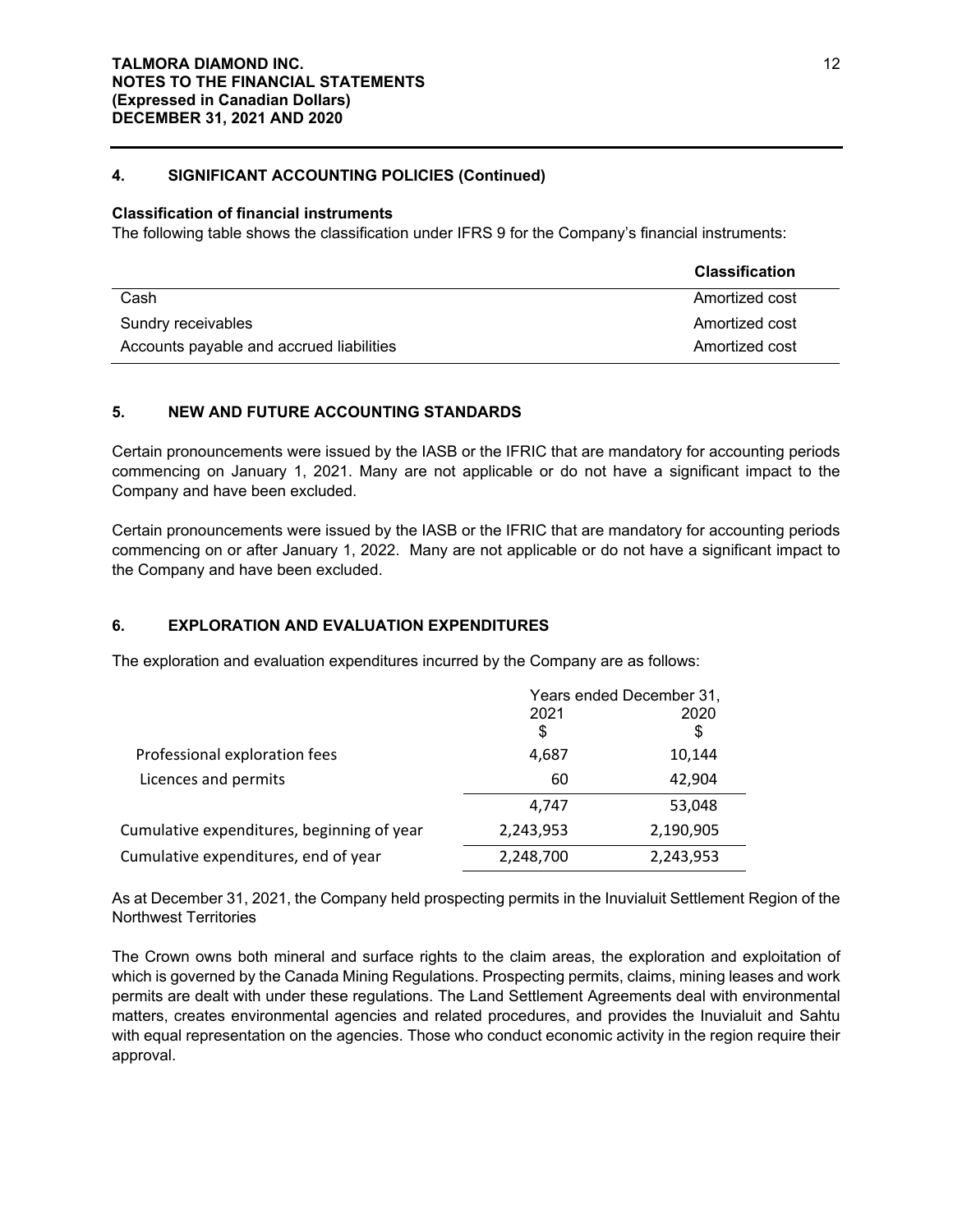## 4. SIGNIFICANT ACCOUNTING POLICIES (Continued)

**Classification of financial instruments**

The following table shows the classification under IFRS 9 for the Company's financial instruments:

| | Classification |
|---|---|
| Cash | Amortized cost |
| Sundry receivables | Amortized cost |
| Accounts payable and accrued liabilities | Amortized cost |

## 5. NEW AND FUTURE ACCOUNTING STANDARDS

Certain pronouncements were issued by the IASB or the IFRIC that are mandatory for accounting periods commencing on January 1, 2021. Many are not applicable or do not have a significant impact to the Company and have been excluded.

Certain pronouncements were issued by the IASB or the IFRIC that are mandatory for accounting periods commencing on or after January 1, 2022. Many are not applicable or do not have a significant impact to the Company and have been excluded.

## 6. EXPLORATION AND EVALUATION EXPENDITURES

The exploration and evaluation expenditures incurred by the Company are as follows:

| | Years ended December 31, | |
|---|---|---|
| | 2021 | 2020 |
| | $ | $ |
| Professional exploration fees | 4,687 | 10,144 |
| Licences and permits | 60 | 42,904 |
| | 4,747 | 53,048 |
| Cumulative expenditures, beginning of year | 2,243,953 | 2,190,905 |
| Cumulative expenditures, end of year | 2,248,700 | 2,243,953 |

As at December 31, 2021, the Company held prospecting permits in the Inuvialuit Settlement Region of the Northwest Territories

The Crown owns both mineral and surface rights to the claim areas, the exploration and exploitation of which is governed by the Canada Mining Regulations. Prospecting permits, claims, mining leases and work permits are dealt with under these regulations. The Land Settlement Agreements deal with environmental matters, creates environmental agencies and related procedures, and provides the Inuvialuit and Sahtu with equal representation on the agencies. Those who conduct economic activity in the region require their approval.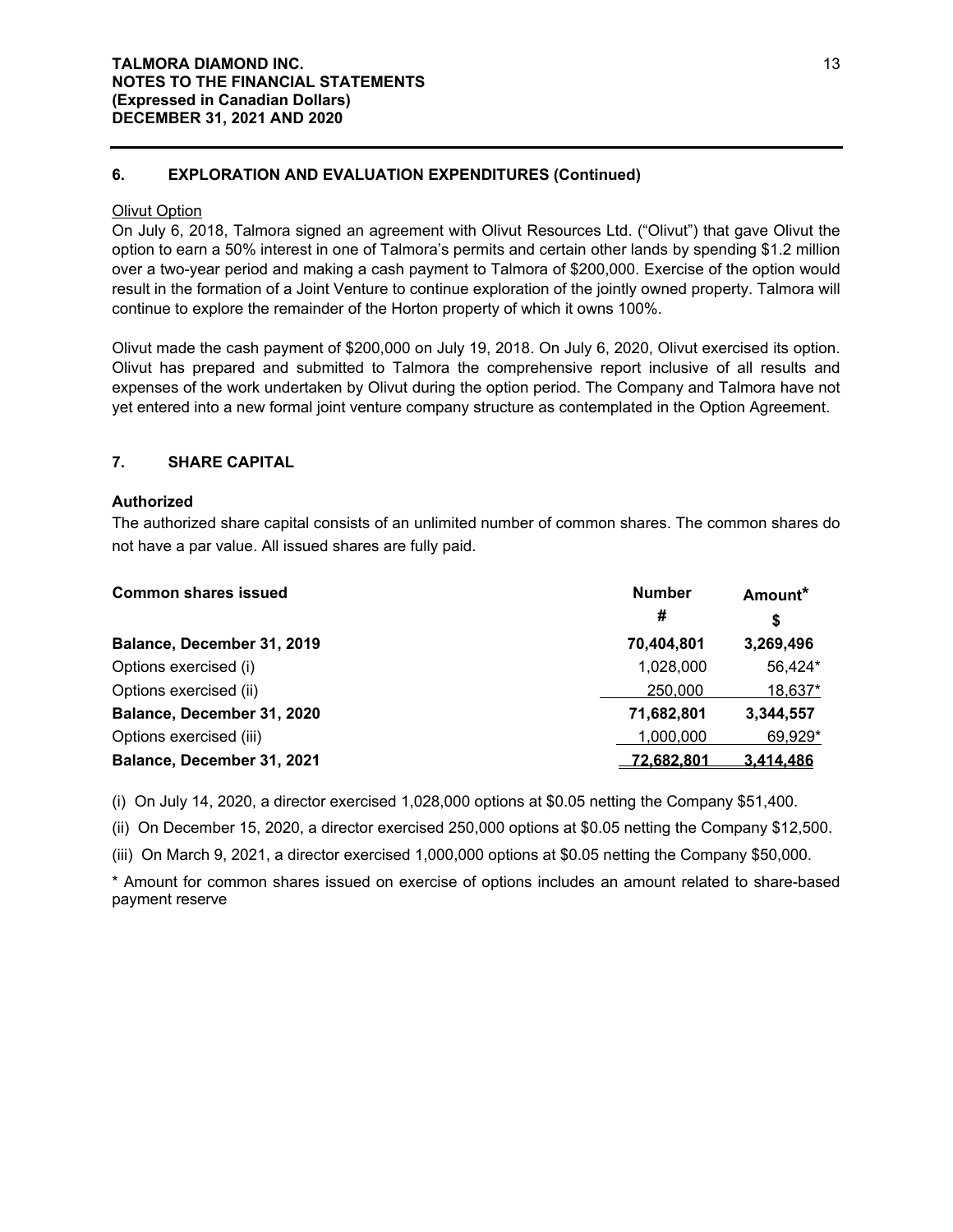## 6. EXPLORATION AND EVALUATION EXPENDITURES (Continued)

Olivut Option

On July 6, 2018, Talmora signed an agreement with Olivut Resources Ltd. ("Olivut") that gave Olivut the option to earn a 50% interest in one of Talmora's permits and certain other lands by spending $1.2 million over a two-year period and making a cash payment to Talmora of $200,000. Exercise of the option would result in the formation of a Joint Venture to continue exploration of the jointly owned property. Talmora will continue to explore the remainder of the Horton property of which it owns 100%.

Olivut made the cash payment of $200,000 on July 19, 2018. On July 6, 2020, Olivut exercised its option. Olivut has prepared and submitted to Talmora the comprehensive report inclusive of all results and expenses of the work undertaken by Olivut during the option period. The Company and Talmora have not yet entered into a new formal joint venture company structure as contemplated in the Option Agreement.

## 7. SHARE CAPITAL

**Authorized**

The authorized share capital consists of an unlimited number of common shares. The common shares do not have a par value. All issued shares are fully paid.

| **Common shares issued** | **Number** # | **Amount*** $ |
|---|---|---|
| **Balance, December 31, 2019** | **70,404,801** | **3,269,496** |
| Options exercised (i) | 1,028,000 | 56,424* |
| Options exercised (ii) | 250,000 | 18,637* |
| **Balance, December 31, 2020** | **71,682,801** | **3,344,557** |
| Options exercised (iii) | 1,000,000 | 69,929* |
| **Balance, December 31, 2021** | **72,682,801** | **3,414,486** |

(i) On July 14, 2020, a director exercised 1,028,000 options at $0.05 netting the Company $51,400.

(ii) On December 15, 2020, a director exercised 250,000 options at $0.05 netting the Company $12,500.

(iii) On March 9, 2021, a director exercised 1,000,000 options at $0.05 netting the Company $50,000.

* Amount for common shares issued on exercise of options includes an amount related to share-based payment reserve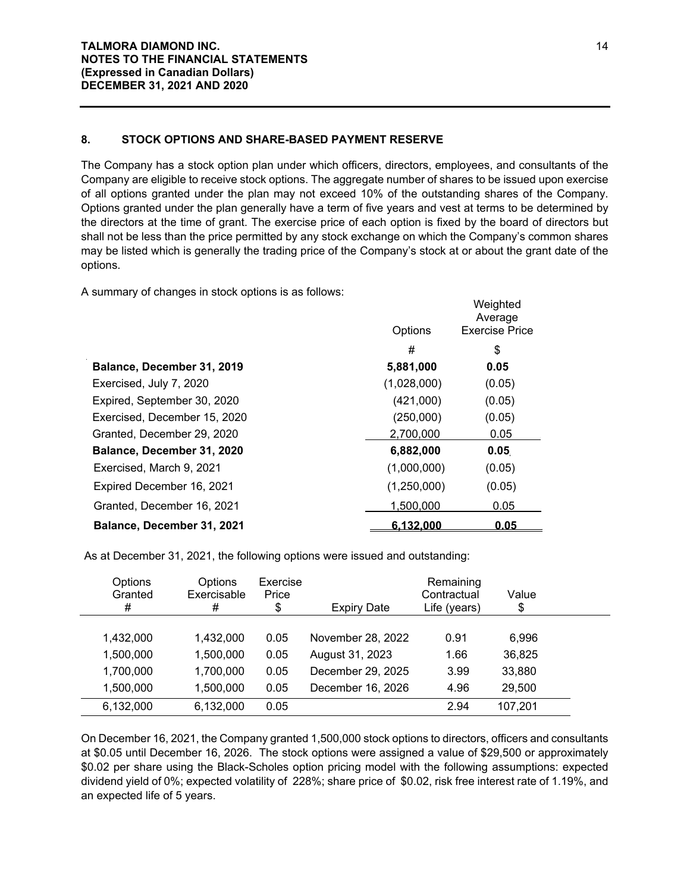## 8. STOCK OPTIONS AND SHARE-BASED PAYMENT RESERVE

The Company has a stock option plan under which officers, directors, employees, and consultants of the Company are eligible to receive stock options. The aggregate number of shares to be issued upon exercise of all options granted under the plan may not exceed 10% of the outstanding shares of the Company. Options granted under the plan generally have a term of five years and vest at terms to be determined by the directors at the time of grant. The exercise price of each option is fixed by the board of directors but shall not be less than the price permitted by any stock exchange on which the Company's common shares may be listed which is generally the trading price of the Company's stock at or about the grant date of the options.

A summary of changes in stock options is as follows:

| | Options | Weighted Average Exercise Price |
|---|---|---|
| | # | $ |
| **Balance, December 31, 2019** | **5,881,000** | **0.05** |
| Exercised, July 7, 2020 | (1,028,000) | (0.05) |
| Expired, September 30, 2020 | (421,000) | (0.05) |
| Exercised, December 15, 2020 | (250,000) | (0.05) |
| Granted, December 29, 2020 | 2,700,000 | 0.05 |
| **Balance, December 31, 2020** | **6,882,000** | **0.05** |
| Exercised, March 9, 2021 | (1,000,000) | (0.05) |
| Expired December 16, 2021 | (1,250,000) | (0.05) |
| Granted, December 16, 2021 | 1,500,000 | 0.05 |
| **Balance, December 31, 2021** | **6,132,000** | **0.05** |

As at December 31, 2021, the following options were issued and outstanding:

| Options Granted # | Options Exercisable # | Exercise Price $ | Expiry Date | Remaining Contractual Life (years) | Value $ |
|---|---|---|---|---|---|
| 1,432,000 | 1,432,000 | 0.05 | November 28, 2022 | 0.91 | 6,996 |
| 1,500,000 | 1,500,000 | 0.05 | August 31, 2023 | 1.66 | 36,825 |
| 1,700,000 | 1,700,000 | 0.05 | December 29, 2025 | 3.99 | 33,880 |
| 1,500,000 | 1,500,000 | 0.05 | December 16, 2026 | 4.96 | 29,500 |
| 6,132,000 | 6,132,000 | 0.05 | | 2.94 | 107,201 |

On December 16, 2021, the Company granted 1,500,000 stock options to directors, officers and consultants at $0.05 until December 16, 2026. The stock options were assigned a value of $29,500 or approximately $0.02 per share using the Black-Scholes option pricing model with the following assumptions: expected dividend yield of 0%; expected volatility of 228%; share price of $0.02, risk free interest rate of 1.19%, and an expected life of 5 years.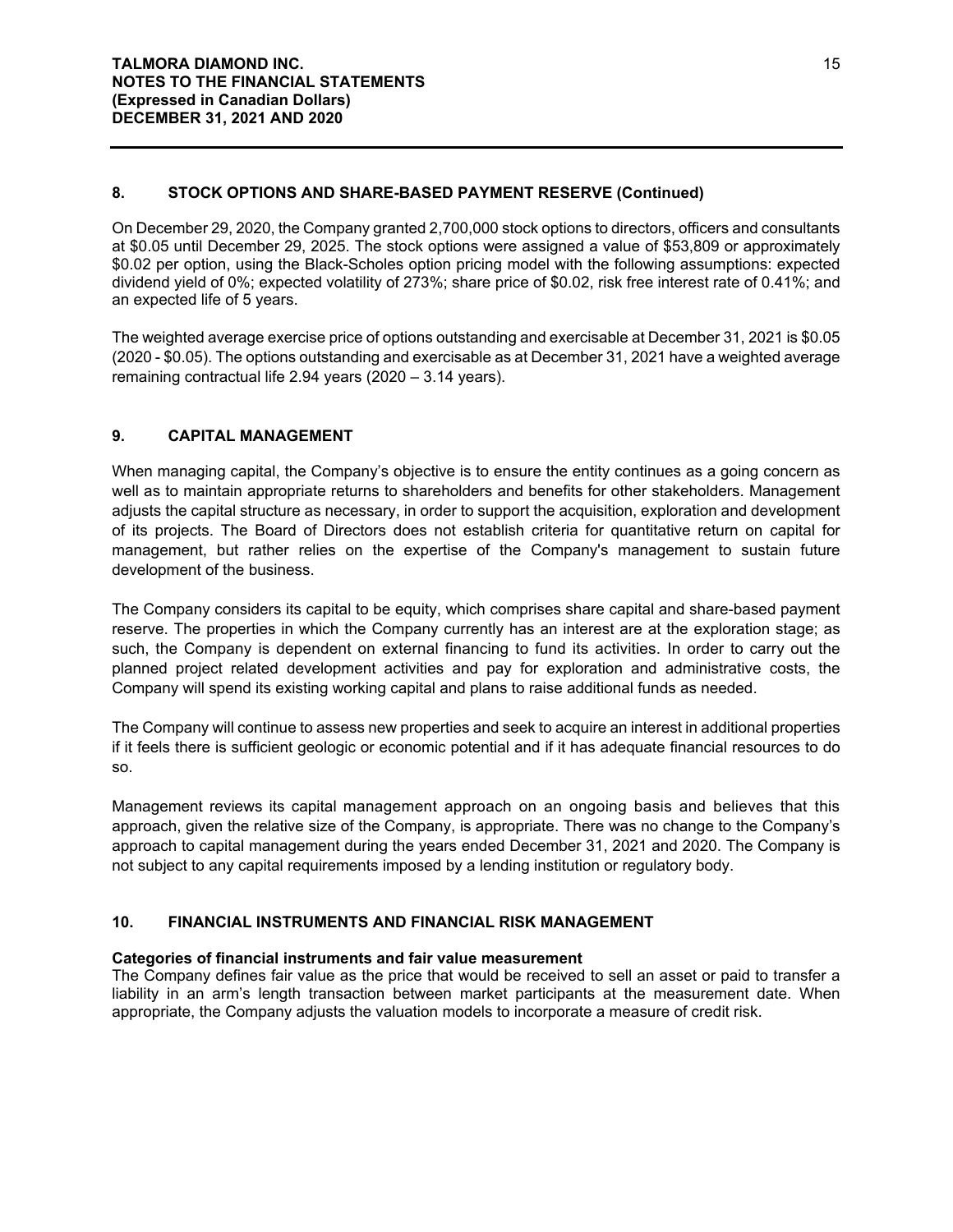## 8. STOCK OPTIONS AND SHARE-BASED PAYMENT RESERVE (Continued)

On December 29, 2020, the Company granted 2,700,000 stock options to directors, officers and consultants at $0.05 until December 29, 2025. The stock options were assigned a value of $53,809 or approximately $0.02 per option, using the Black-Scholes option pricing model with the following assumptions: expected dividend yield of 0%; expected volatility of 273%; share price of $0.02, risk free interest rate of 0.41%; and an expected life of 5 years.

The weighted average exercise price of options outstanding and exercisable at December 31, 2021 is $0.05 (2020 - $0.05). The options outstanding and exercisable as at December 31, 2021 have a weighted average remaining contractual life 2.94 years (2020 – 3.14 years).

## 9. CAPITAL MANAGEMENT

When managing capital, the Company's objective is to ensure the entity continues as a going concern as well as to maintain appropriate returns to shareholders and benefits for other stakeholders. Management adjusts the capital structure as necessary, in order to support the acquisition, exploration and development of its projects. The Board of Directors does not establish criteria for quantitative return on capital for management, but rather relies on the expertise of the Company's management to sustain future development of the business.

The Company considers its capital to be equity, which comprises share capital and share-based payment reserve. The properties in which the Company currently has an interest are at the exploration stage; as such, the Company is dependent on external financing to fund its activities. In order to carry out the planned project related development activities and pay for exploration and administrative costs, the Company will spend its existing working capital and plans to raise additional funds as needed.

The Company will continue to assess new properties and seek to acquire an interest in additional properties if it feels there is sufficient geologic or economic potential and if it has adequate financial resources to do so.

Management reviews its capital management approach on an ongoing basis and believes that this approach, given the relative size of the Company, is appropriate. There was no change to the Company's approach to capital management during the years ended December 31, 2021 and 2020. The Company is not subject to any capital requirements imposed by a lending institution or regulatory body.

## 10. FINANCIAL INSTRUMENTS AND FINANCIAL RISK MANAGEMENT

**Categories of financial instruments and fair value measurement**

The Company defines fair value as the price that would be received to sell an asset or paid to transfer a liability in an arm's length transaction between market participants at the measurement date. When appropriate, the Company adjusts the valuation models to incorporate a measure of credit risk.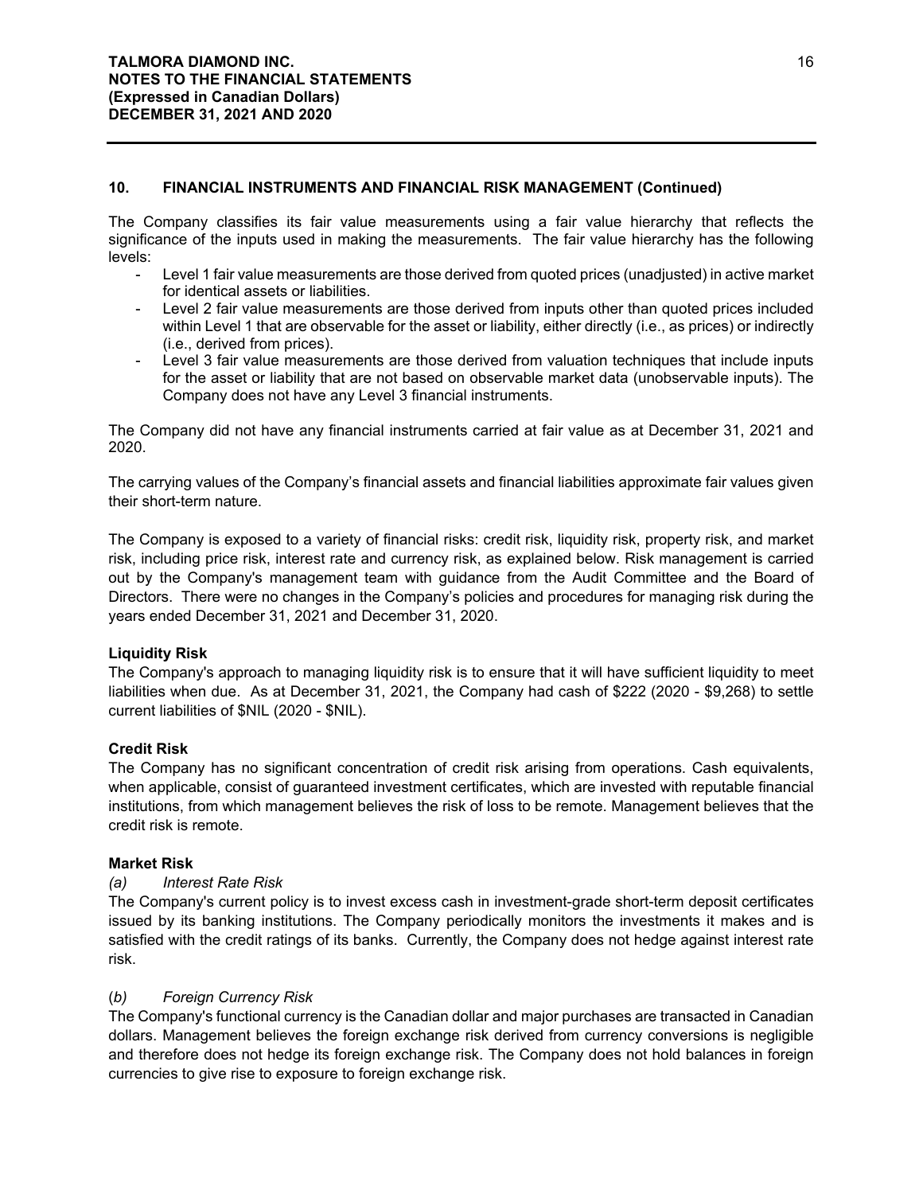## 10. FINANCIAL INSTRUMENTS AND FINANCIAL RISK MANAGEMENT (Continued)

The Company classifies its fair value measurements using a fair value hierarchy that reflects the significance of the inputs used in making the measurements. The fair value hierarchy has the following levels:

- Level 1 fair value measurements are those derived from quoted prices (unadjusted) in active market for identical assets or liabilities.
- Level 2 fair value measurements are those derived from inputs other than quoted prices included within Level 1 that are observable for the asset or liability, either directly (i.e., as prices) or indirectly (i.e., derived from prices).
- Level 3 fair value measurements are those derived from valuation techniques that include inputs for the asset or liability that are not based on observable market data (unobservable inputs). The Company does not have any Level 3 financial instruments.

The Company did not have any financial instruments carried at fair value as at December 31, 2021 and 2020.

The carrying values of the Company's financial assets and financial liabilities approximate fair values given their short-term nature.

The Company is exposed to a variety of financial risks: credit risk, liquidity risk, property risk, and market risk, including price risk, interest rate and currency risk, as explained below. Risk management is carried out by the Company's management team with guidance from the Audit Committee and the Board of Directors. There were no changes in the Company's policies and procedures for managing risk during the years ended December 31, 2021 and December 31, 2020.

**Liquidity Risk**
The Company's approach to managing liquidity risk is to ensure that it will have sufficient liquidity to meet liabilities when due. As at December 31, 2021, the Company had cash of $222 (2020 - $9,268) to settle current liabilities of $NIL (2020 - $NIL).

**Credit Risk**
The Company has no significant concentration of credit risk arising from operations. Cash equivalents, when applicable, consist of guaranteed investment certificates, which are invested with reputable financial institutions, from which management believes the risk of loss to be remote. Management believes that the credit risk is remote.

**Market Risk**

*(a) Interest Rate Risk*
The Company's current policy is to invest excess cash in investment-grade short-term deposit certificates issued by its banking institutions. The Company periodically monitors the investments it makes and is satisfied with the credit ratings of its banks. Currently, the Company does not hedge against interest rate risk.

(*b) Foreign Currency Risk*
The Company's functional currency is the Canadian dollar and major purchases are transacted in Canadian dollars. Management believes the foreign exchange risk derived from currency conversions is negligible and therefore does not hedge its foreign exchange risk. The Company does not hold balances in foreign currencies to give rise to exposure to foreign exchange risk.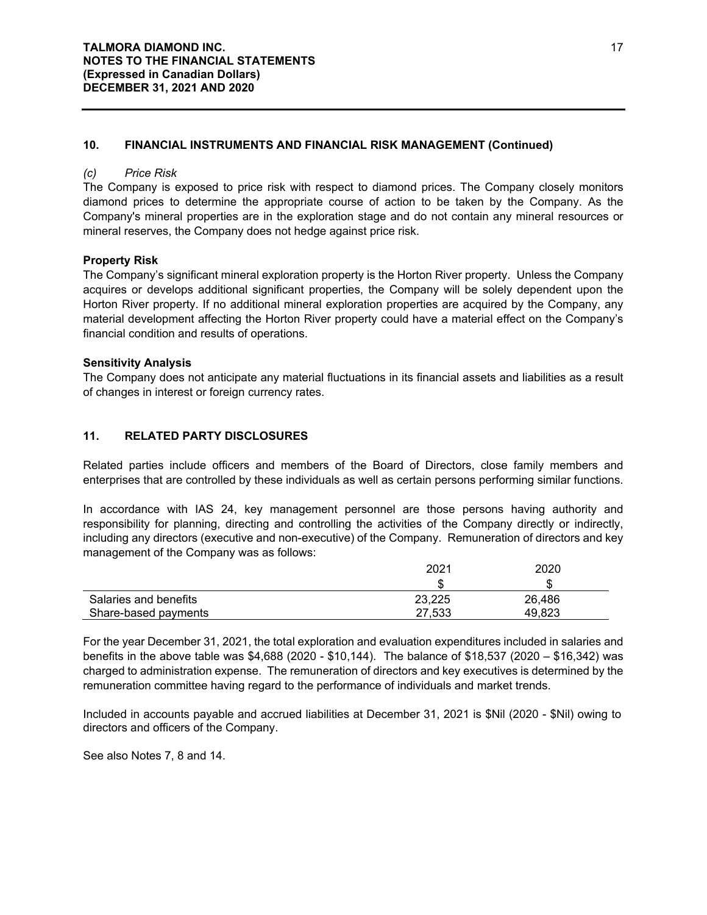## 10. FINANCIAL INSTRUMENTS AND FINANCIAL RISK MANAGEMENT (Continued)

*(c) Price Risk*

The Company is exposed to price risk with respect to diamond prices. The Company closely monitors diamond prices to determine the appropriate course of action to be taken by the Company. As the Company's mineral properties are in the exploration stage and do not contain any mineral resources or mineral reserves, the Company does not hedge against price risk.

**Property Risk**

The Company's significant mineral exploration property is the Horton River property. Unless the Company acquires or develops additional significant properties, the Company will be solely dependent upon the Horton River property. If no additional mineral exploration properties are acquired by the Company, any material development affecting the Horton River property could have a material effect on the Company's financial condition and results of operations.

**Sensitivity Analysis**

The Company does not anticipate any material fluctuations in its financial assets and liabilities as a result of changes in interest or foreign currency rates.

## 11. RELATED PARTY DISCLOSURES

Related parties include officers and members of the Board of Directors, close family members and enterprises that are controlled by these individuals as well as certain persons performing similar functions.

In accordance with IAS 24, key management personnel are those persons having authority and responsibility for planning, directing and controlling the activities of the Company directly or indirectly, including any directors (executive and non-executive) of the Company. Remuneration of directors and key management of the Company was as follows:

| | 2021 | 2020 |
|---|---|---|
| | $ | $ |
| Salaries and benefits | 23,225 | 26,486 |
| Share-based payments | 27,533 | 49,823 |

For the year December 31, 2021, the total exploration and evaluation expenditures included in salaries and benefits in the above table was $4,688 (2020 - $10,144). The balance of $18,537 (2020 – $16,342) was charged to administration expense. The remuneration of directors and key executives is determined by the remuneration committee having regard to the performance of individuals and market trends.

Included in accounts payable and accrued liabilities at December 31, 2021 is $Nil (2020 - $Nil) owing to directors and officers of the Company.

See also Notes 7, 8 and 14.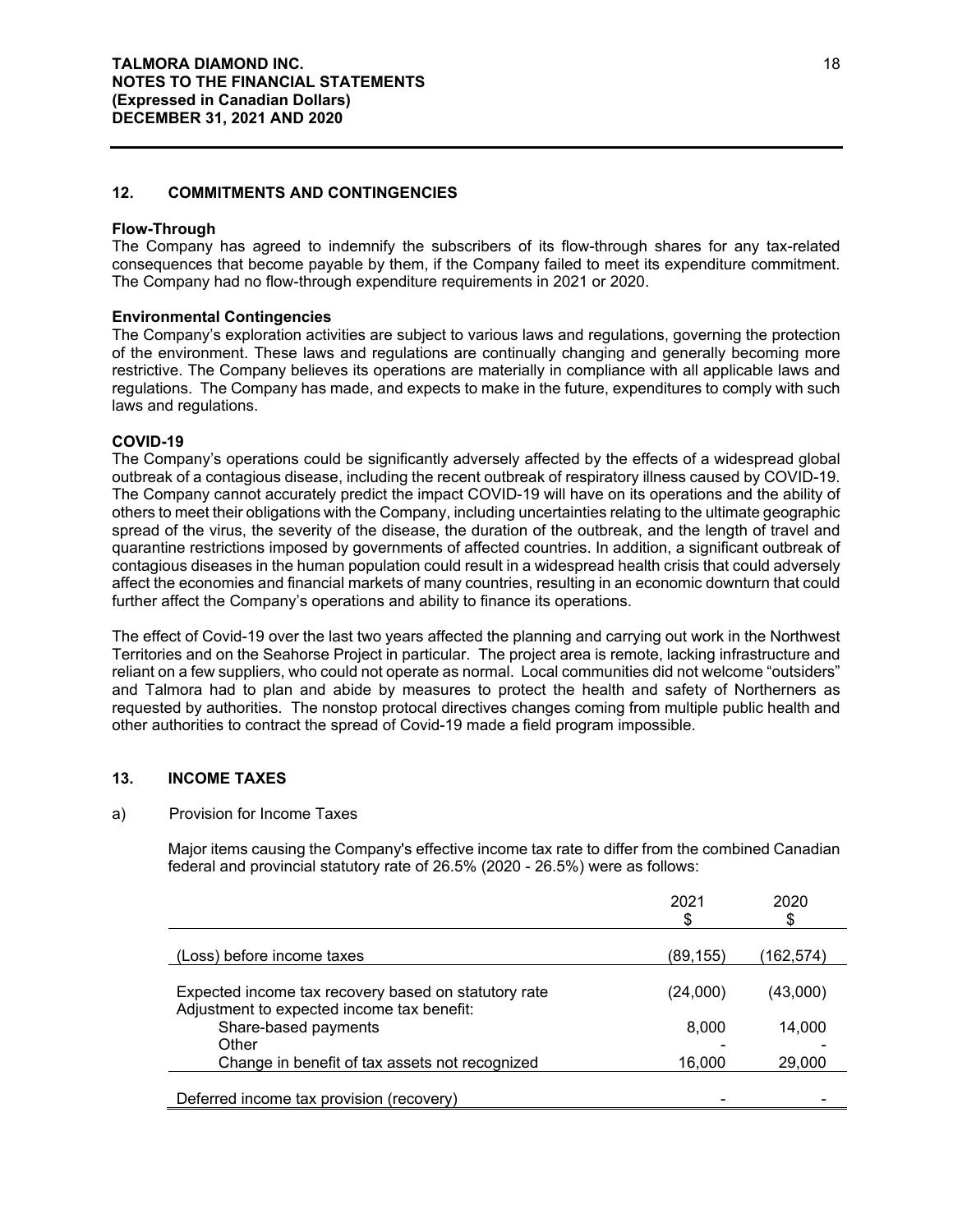## 12. COMMITMENTS AND CONTINGENCIES

**Flow-Through**

The Company has agreed to indemnify the subscribers of its flow-through shares for any tax-related consequences that become payable by them, if the Company failed to meet its expenditure commitment. The Company had no flow-through expenditure requirements in 2021 or 2020.

**Environmental Contingencies**

The Company's exploration activities are subject to various laws and regulations, governing the protection of the environment. These laws and regulations are continually changing and generally becoming more restrictive. The Company believes its operations are materially in compliance with all applicable laws and regulations. The Company has made, and expects to make in the future, expenditures to comply with such laws and regulations.

**COVID-19**

The Company's operations could be significantly adversely affected by the effects of a widespread global outbreak of a contagious disease, including the recent outbreak of respiratory illness caused by COVID-19. The Company cannot accurately predict the impact COVID-19 will have on its operations and the ability of others to meet their obligations with the Company, including uncertainties relating to the ultimate geographic spread of the virus, the severity of the disease, the duration of the outbreak, and the length of travel and quarantine restrictions imposed by governments of affected countries. In addition, a significant outbreak of contagious diseases in the human population could result in a widespread health crisis that could adversely affect the economies and financial markets of many countries, resulting in an economic downturn that could further affect the Company's operations and ability to finance its operations.

The effect of Covid-19 over the last two years affected the planning and carrying out work in the Northwest Territories and on the Seahorse Project in particular. The project area is remote, lacking infrastructure and reliant on a few suppliers, who could not operate as normal. Local communities did not welcome "outsiders" and Talmora had to plan and abide by measures to protect the health and safety of Northerners as requested by authorities. The nonstop protocal directives changes coming from multiple public health and other authorities to contract the spread of Covid-19 made a field program impossible.

## 13. INCOME TAXES

a) Provision for Income Taxes

Major items causing the Company's effective income tax rate to differ from the combined Canadian federal and provincial statutory rate of 26.5% (2020 - 26.5%) were as follows:

| | 2021<br>$ | 2020<br>$ |
|---|---|---|
| (Loss) before income taxes | (89,155) | (162,574) |
| Expected income tax recovery based on statutory rate | (24,000) | (43,000) |
| Adjustment to expected income tax benefit: | | |
| Share-based payments | 8,000 | 14,000 |
| Other | - | - |
| Change in benefit of tax assets not recognized | 16,000 | 29,000 |
| Deferred income tax provision (recovery) | - | - |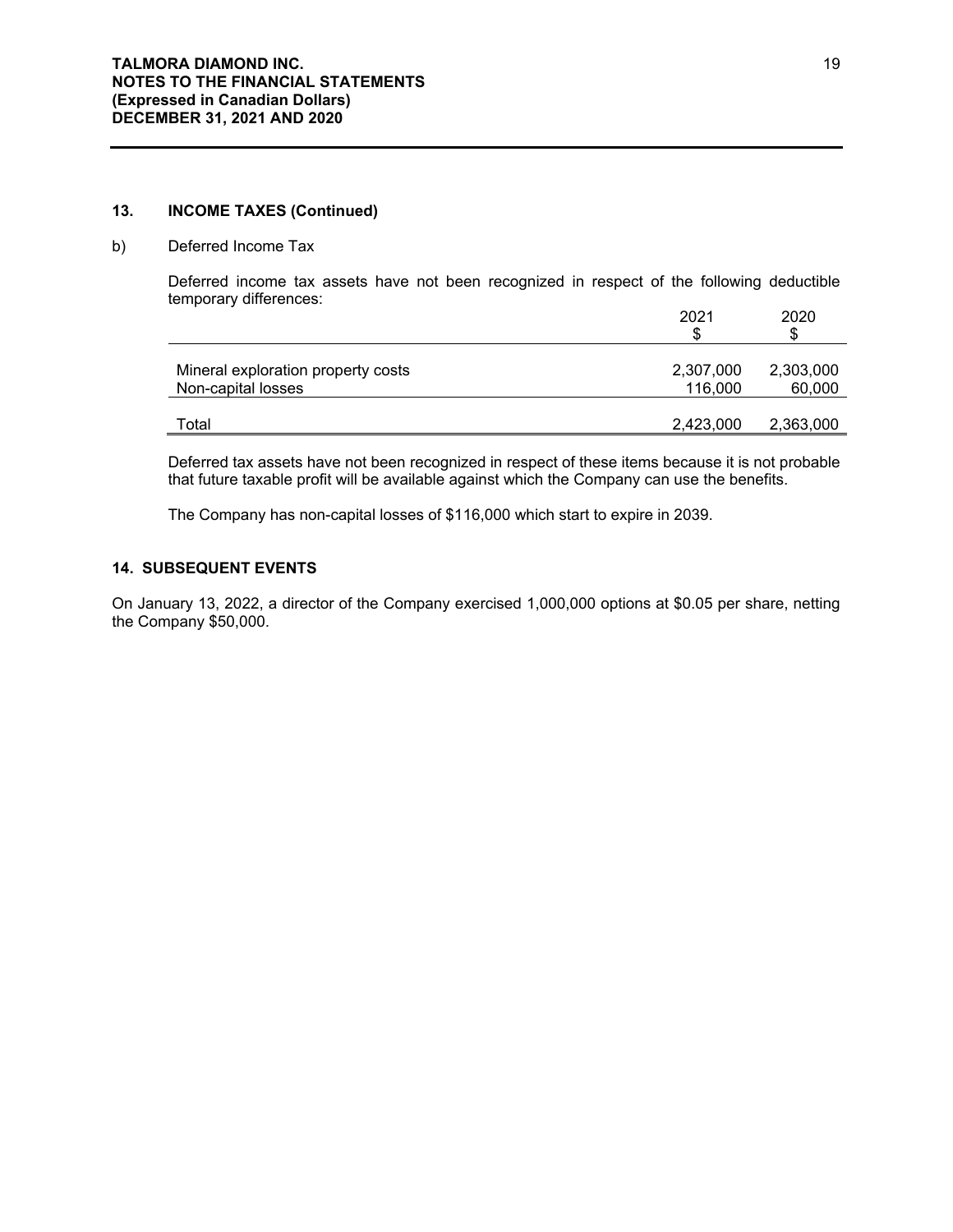## 13. INCOME TAXES (Continued)

b) Deferred Income Tax

Deferred income tax assets have not been recognized in respect of the following deductible temporary differences:

| | 2021<br>$ | 2020<br>$ |
|---|---|---|
| Mineral exploration property costs | 2,307,000 | 2,303,000 |
| Non-capital losses | 116,000 | 60,000 |
| Total | 2,423,000 | 2,363,000 |

Deferred tax assets have not been recognized in respect of these items because it is not probable that future taxable profit will be available against which the Company can use the benefits.

The Company has non-capital losses of $116,000 which start to expire in 2039.

## 14. SUBSEQUENT EVENTS

On January 13, 2022, a director of the Company exercised 1,000,000 options at $0.05 per share, netting the Company $50,000.